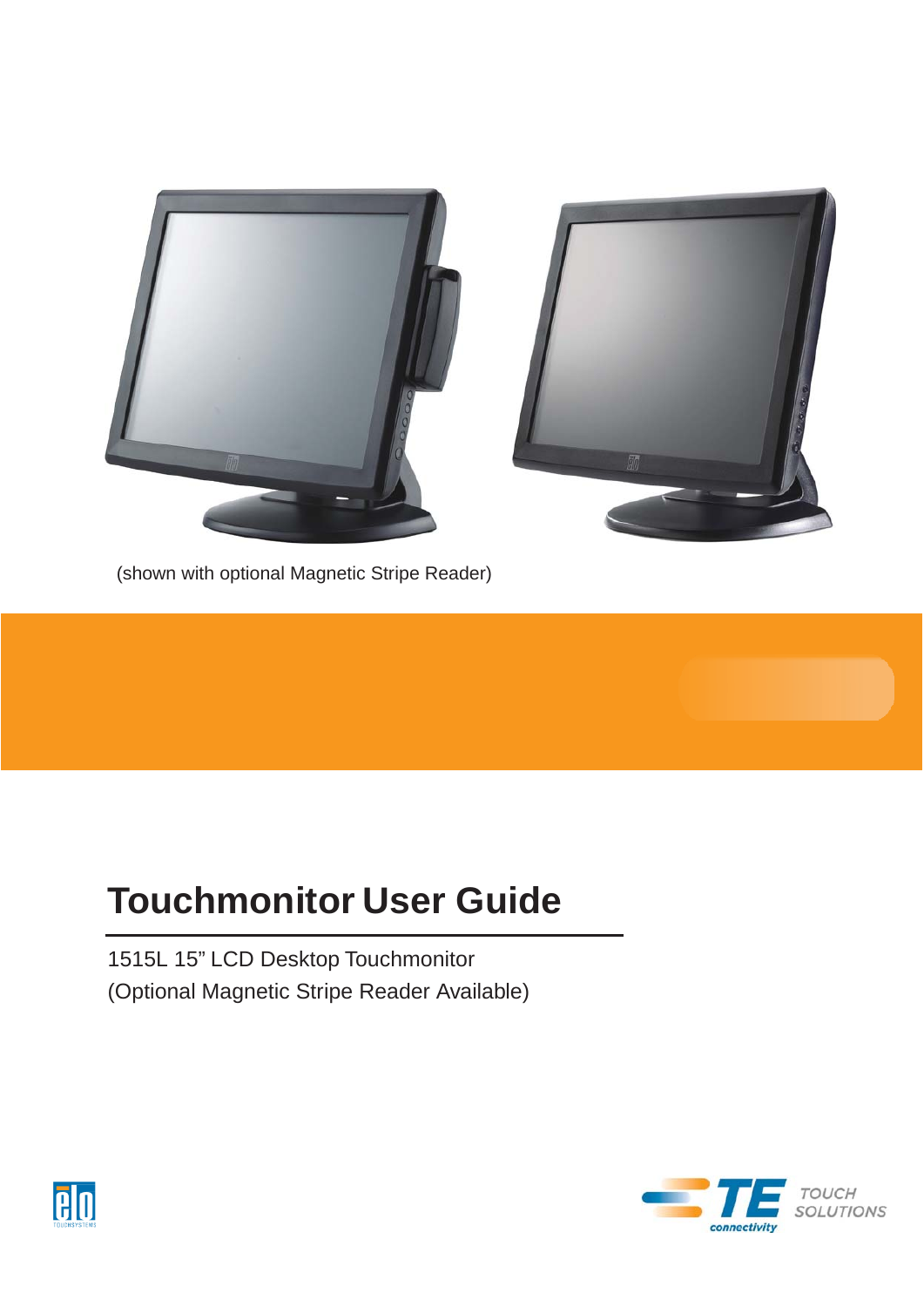(shown with optional Magnetic Stripe Reader)

# Touchmonitor User Guide

1515L 15" LCD Desktop Touchmonitor
(Optional Magnetic Stripe Reader Available)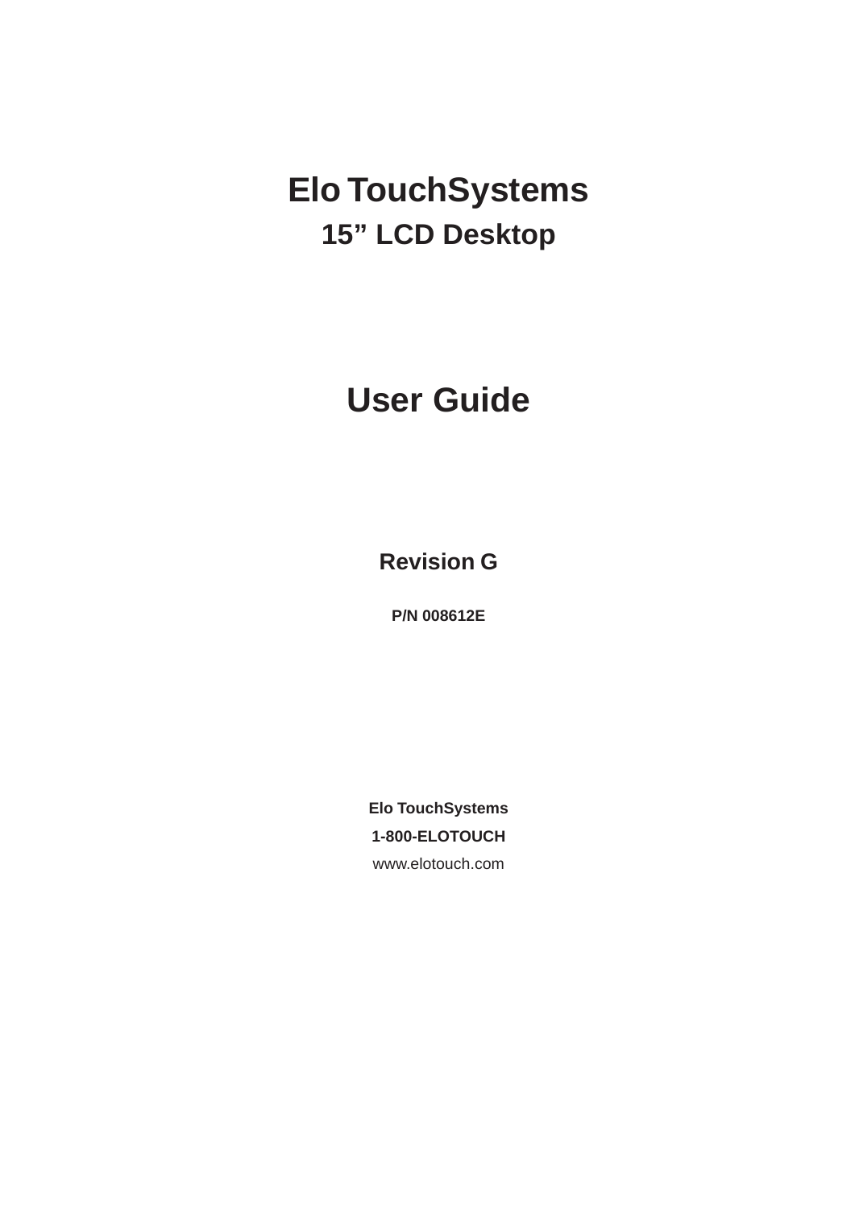# Elo TouchSystems

## 15” LCD Desktop

# User Guide

**Revision G**

**P/N 008612E**

**Elo TouchSystems**

**1-800-ELOTOUCH**

www.elotouch.com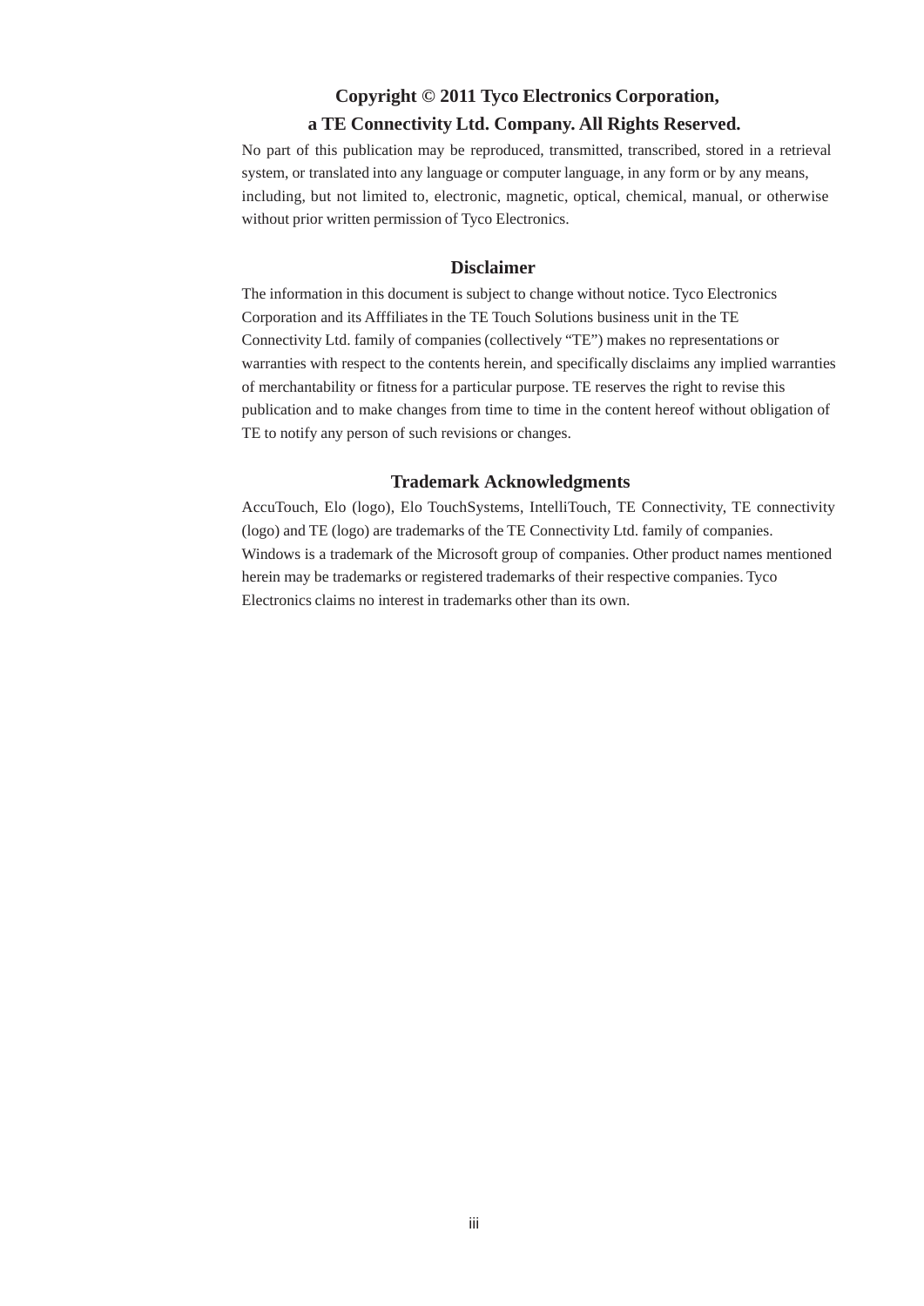## Copyright © 2011 Tyco Electronics Corporation,
## a TE Connectivity Ltd. Company. All Rights Reserved.

No part of this publication may be reproduced, transmitted, transcribed, stored in a retrieval system, or translated into any language or computer language, in any form or by any means, including, but not limited to, electronic, magnetic, optical, chemical, manual, or otherwise without prior written permission of Tyco Electronics.

## Disclaimer

The information in this document is subject to change without notice. Tyco Electronics Corporation and its Afffiliates in the TE Touch Solutions business unit in the TE Connectivity Ltd. family of companies (collectively "TE") makes no representations or warranties with respect to the contents herein, and specifically disclaims any implied warranties of merchantability or fitness for a particular purpose. TE reserves the right to revise this publication and to make changes from time to time in the content hereof without obligation of TE to notify any person of such revisions or changes.

## Trademark Acknowledgments

AccuTouch, Elo (logo), Elo TouchSystems, IntelliTouch, TE Connectivity, TE connectivity (logo) and TE (logo) are trademarks of the TE Connectivity Ltd. family of companies. Windows is a trademark of the Microsoft group of companies. Other product names mentioned herein may be trademarks or registered trademarks of their respective companies. Tyco Electronics claims no interest in trademarks other than its own.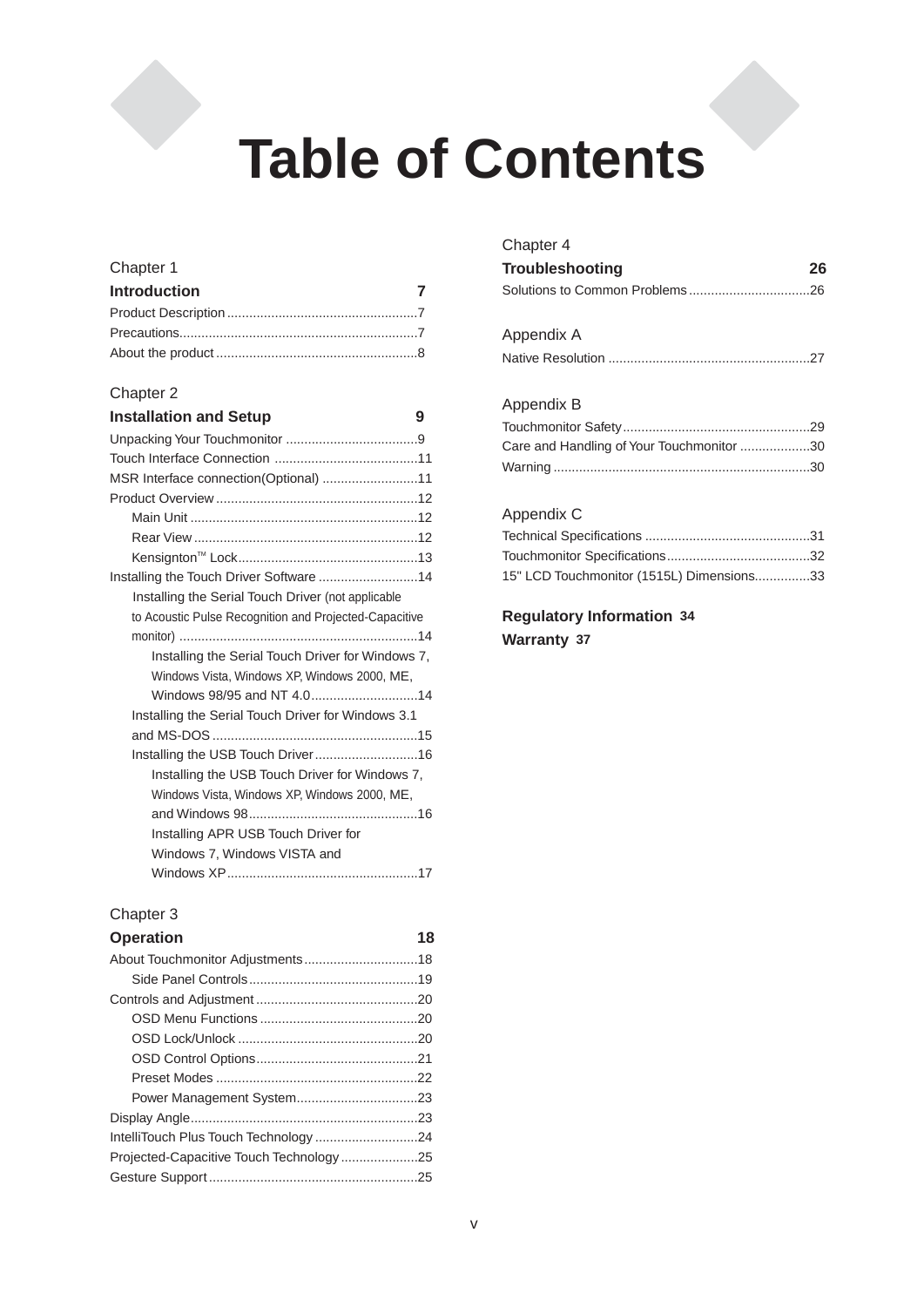# Table of Contents

Chapter 1

**Introduction 7**

Product Description....................................................7
Precautions.................................................................7
About the product.......................................................8

Chapter 2

**Installation and Setup 9**

Unpacking Your Touchmonitor ....................................9
Touch Interface Connection .......................................11
MSR Interface connection(Optional) ..........................11
Product Overview .......................................................12
- Main Unit ..............................................................12
- Rear View .............................................................12
- Kensington™ Lock.................................................13

Installing the Touch Driver Software ...........................14
- Installing the Serial Touch Driver (not applicable to Acoustic Pulse Recognition and Projected-Capacitive monitor) .................................................................14
  - Installing the Serial Touch Driver for Windows 7, Windows Vista, Windows XP, Windows 2000, ME, Windows 98/95 and NT 4.0.............................14
- Installing the Serial Touch Driver for Windows 3.1 and MS-DOS .........................................................15
- Installing the USB Touch Driver............................16
  - Installing the USB Touch Driver for Windows 7, Windows Vista, Windows XP, Windows 2000, ME, and Windows 98..............................................16
  - Installing APR USB Touch Driver for Windows 7, Windows VISTA and Windows XP....................................................17

Chapter 3

**Operation 18**

About Touchmonitor Adjustments...............................18
- Side Panel Controls..............................................19

Controls and Adjustment ............................................20
- OSD Menu Functions ...........................................20
- OSD Lock/Unlock .................................................20
- OSD Control Options............................................21
- Preset Modes .......................................................22
- Power Management System.................................23

Display Angle..............................................................23
IntelliTouch Plus Touch Technology ............................24
Projected-Capacitive Touch Technology.....................25
Gesture Support.........................................................25

Chapter 4

**Troubleshooting 26**

Solutions to Common Problems.................................26

Appendix A

Native Resolution .......................................................27

Appendix B

Touchmonitor Safety...................................................29
Care and Handling of Your Touchmonitor ...................30
Warning ......................................................................30

Appendix C

Technical Specifications .............................................31
Touchmonitor Specifications.......................................32
15" LCD Touchmonitor (1515L) Dimensions...............33

**Regulatory Information 34**

**Warranty 37**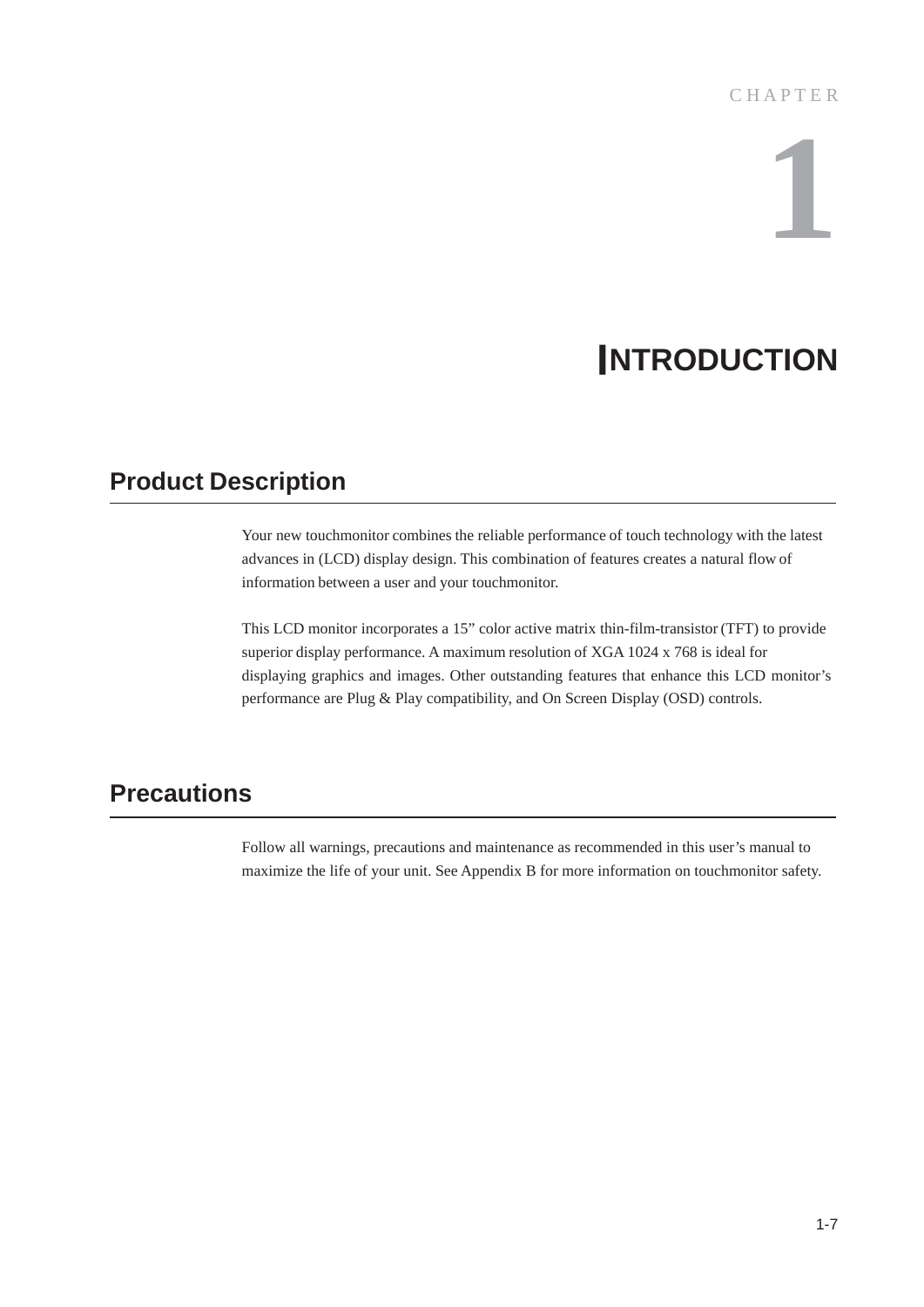CHAPTER

# 1

# INTRODUCTION

## Product Description

Your new touchmonitor combines the reliable performance of touch technology with the latest advances in (LCD) display design. This combination of features creates a natural flow of information between a user and your touchmonitor.

This LCD monitor incorporates a 15" color active matrix thin-film-transistor (TFT) to provide superior display performance. A maximum resolution of XGA 1024 x 768 is ideal for displaying graphics and images. Other outstanding features that enhance this LCD monitor's performance are Plug & Play compatibility, and On Screen Display (OSD) controls.

## Precautions

Follow all warnings, precautions and maintenance as recommended in this user's manual to maximize the life of your unit. See Appendix B for more information on touchmonitor safety.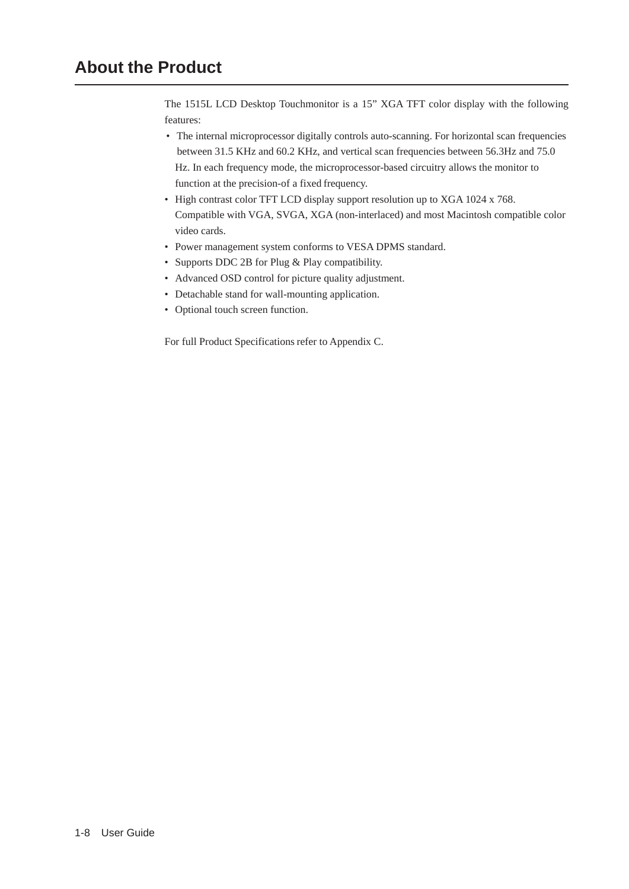# About the Product

The 1515L LCD Desktop Touchmonitor is a 15" XGA TFT color display with the following features:

- The internal microprocessor digitally controls auto-scanning. For horizontal scan frequencies between 31.5 KHz and 60.2 KHz, and vertical scan frequencies between 56.3Hz and 75.0 Hz. In each frequency mode, the microprocessor-based circuitry allows the monitor to function at the precision-of a fixed frequency.
- High contrast color TFT LCD display support resolution up to XGA 1024 x 768. Compatible with VGA, SVGA, XGA (non-interlaced) and most Macintosh compatible color video cards.
- Power management system conforms to VESA DPMS standard.
- Supports DDC 2B for Plug & Play compatibility.
- Advanced OSD control for picture quality adjustment.
- Detachable stand for wall-mounting application.
- Optional touch screen function.

For full Product Specifications refer to Appendix C.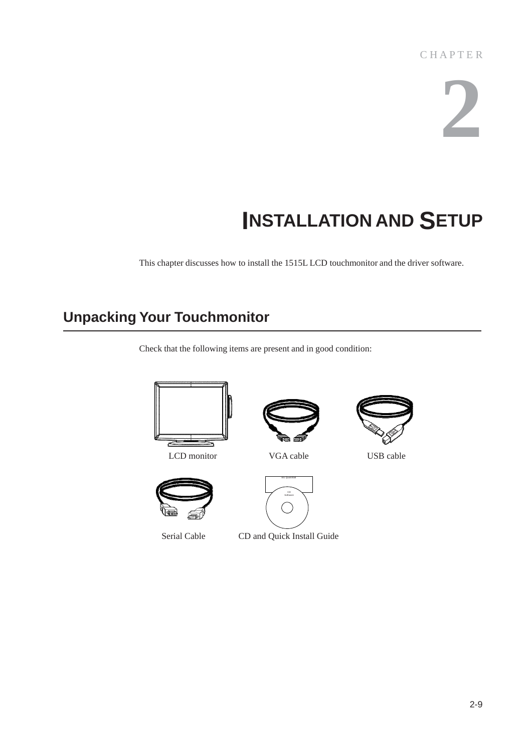CHAPTER

# 2

# INSTALLATION AND SETUP

This chapter discusses how to install the 1515L LCD touchmonitor and the driver software.

## Unpacking Your Touchmonitor

Check that the following items are present and in good condition:

LCD monitor

VGA cable

USB cable

Serial Cable

CD and Quick Install Guide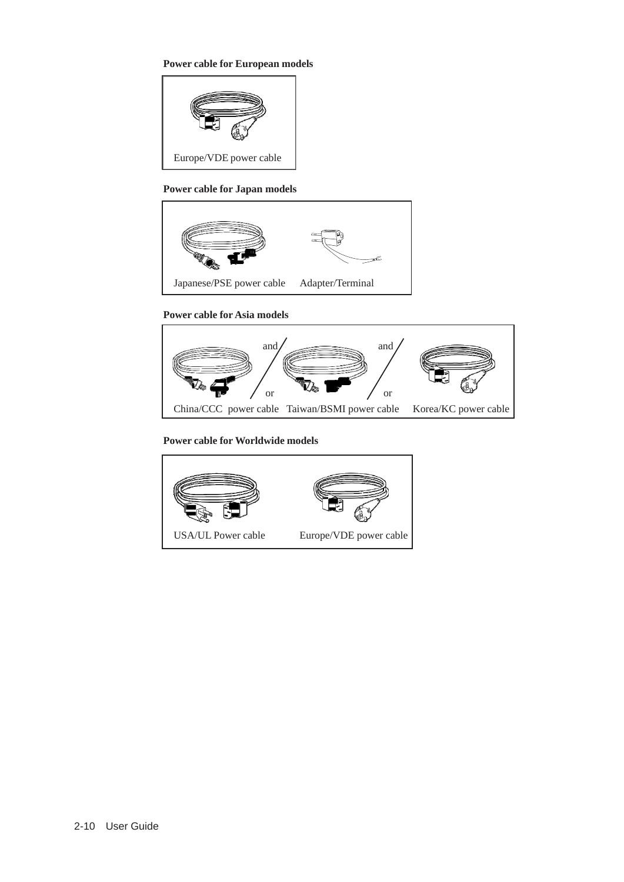**Power cable for European models**

Europe/VDE power cable

**Power cable for Japan models**

Japanese/PSE power cable    Adapter/Terminal

**Power cable for Asia models**

China/CCC power cable  and/or  Taiwan/BSMI power cable  and/or  Korea/KC power cable

**Power cable for Worldwide models**

USA/UL Power cable    Europe/VDE power cable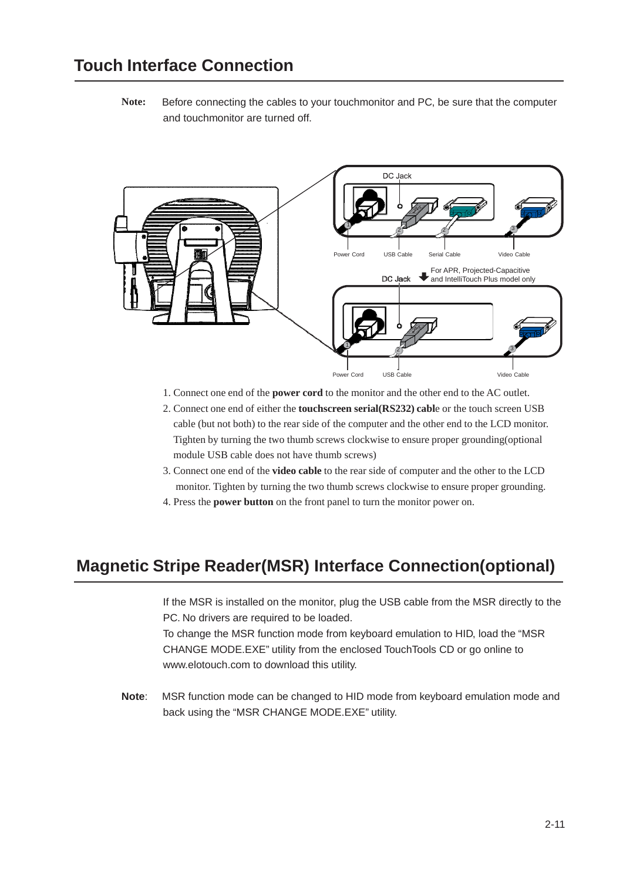## Touch Interface Connection

**Note:** Before connecting the cables to your touchmonitor and PC, be sure that the computer and touchmonitor are turned off.

DC Jack

Power Cord USB Cable Serial Cable Video Cable

DC Jack For APR, Projected-Capacitive and IntelliTouch Plus model only

Power Cord USB Cable Video Cable

1. Connect one end of the **power cord** to the monitor and the other end to the AC outlet.
2. Connect one end of either the **touchscreen serial(RS232) cabl**e or the touch screen USB cable (but not both) to the rear side of the computer and the other end to the LCD monitor. Tighten by turning the two thumb screws clockwise to ensure proper grounding(optional module USB cable does not have thumb screws)
3. Connect one end of the **video cable** to the rear side of computer and the other to the LCD monitor. Tighten by turning the two thumb screws clockwise to ensure proper grounding.
4. Press the **power button** on the front panel to turn the monitor power on.

## Magnetic Stripe Reader(MSR) Interface Connection(optional)

If the MSR is installed on the monitor, plug the USB cable from the MSR directly to the PC. No drivers are required to be loaded.
To change the MSR function mode from keyboard emulation to HID, load the "MSR CHANGE MODE.EXE" utility from the enclosed TouchTools CD or go online to www.elotouch.com to download this utility.

**Note**: MSR function mode can be changed to HID mode from keyboard emulation mode and back using the "MSR CHANGE MODE.EXE" utility.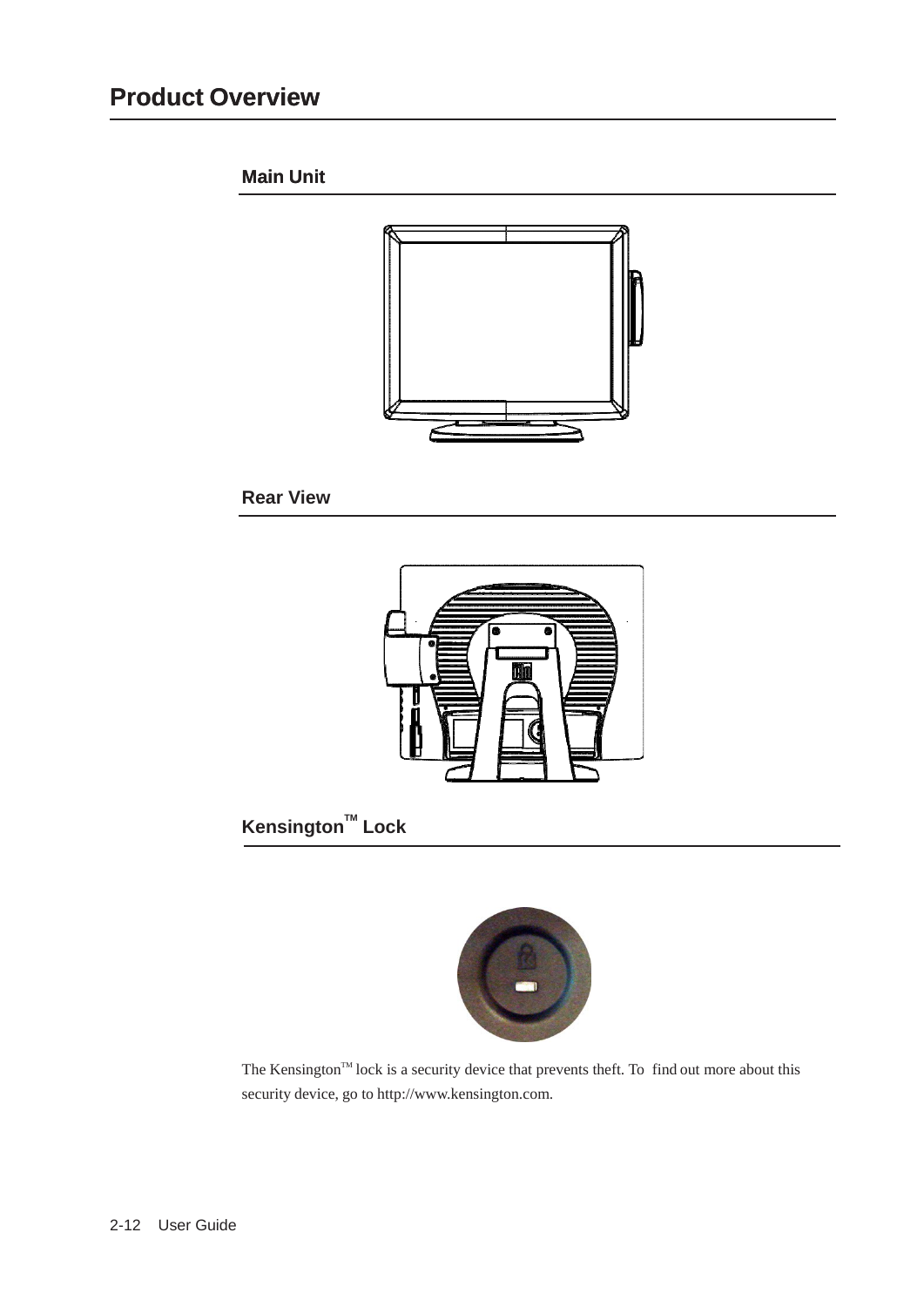# Product Overview

## Main Unit

## Rear View

## Kensington™ Lock

The Kensington™ lock is a security device that prevents theft. To find out more about this security device, go to http://www.kensington.com.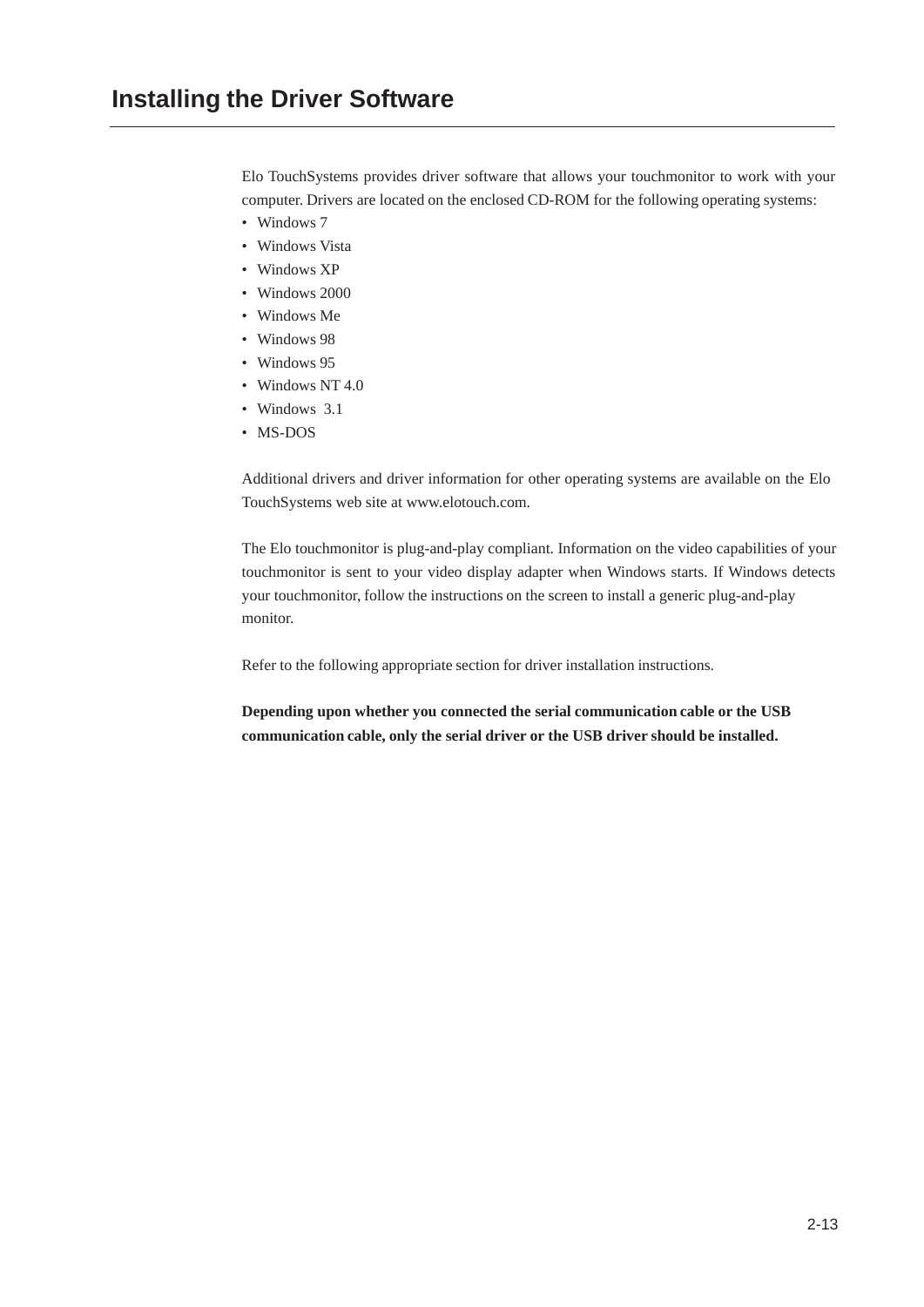## Installing the Driver Software

Elo TouchSystems provides driver software that allows your touchmonitor to work with your computer. Drivers are located on the enclosed CD-ROM for the following operating systems:

- Windows 7
- Windows Vista
- Windows XP
- Windows 2000
- Windows Me
- Windows 98
- Windows 95
- Windows NT 4.0
- Windows 3.1
- MS-DOS

Additional drivers and driver information for other operating systems are available on the Elo TouchSystems web site at www.elotouch.com.

The Elo touchmonitor is plug-and-play compliant. Information on the video capabilities of your touchmonitor is sent to your video display adapter when Windows starts. If Windows detects your touchmonitor, follow the instructions on the screen to install a generic plug-and-play monitor.

Refer to the following appropriate section for driver installation instructions.

**Depending upon whether you connected the serial communication cable or the USB communication cable, only the serial driver or the USB driver should be installed.**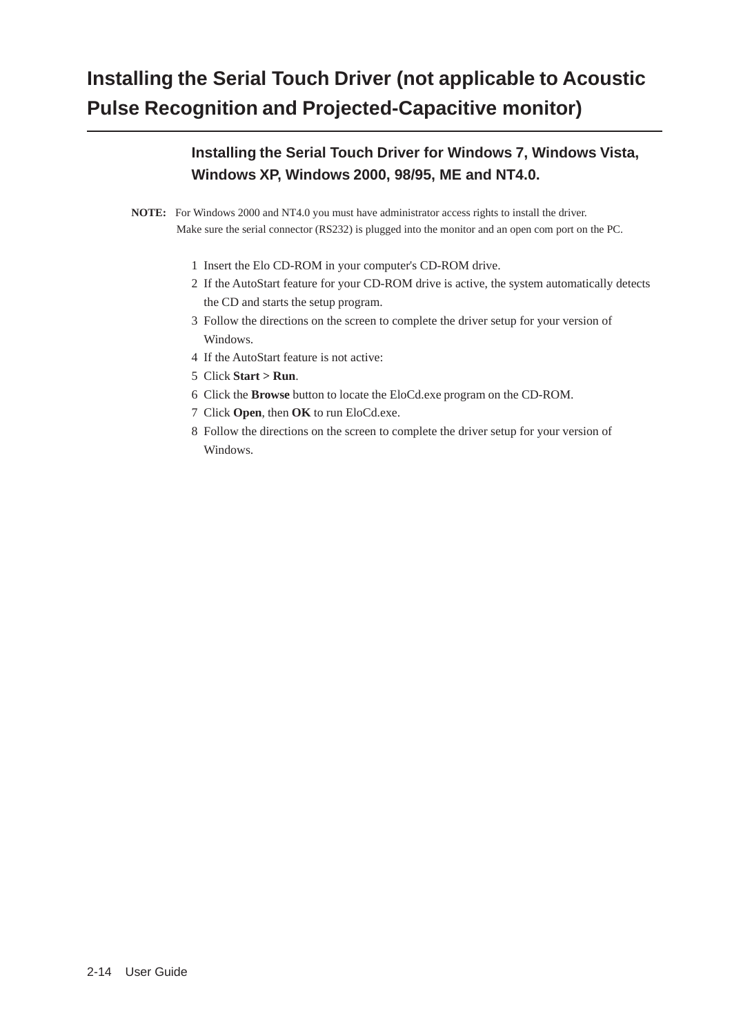## Installing the Serial Touch Driver (not applicable to Acoustic Pulse Recognition and Projected-Capacitive monitor)

### Installing the Serial Touch Driver for Windows 7, Windows Vista, Windows XP, Windows 2000, 98/95, ME and NT4.0.

**NOTE:** For Windows 2000 and NT4.0 you must have administrator access rights to install the driver.
Make sure the serial connector (RS232) is plugged into the monitor and an open com port on the PC.

1. Insert the Elo CD-ROM in your computer's CD-ROM drive.
2. If the AutoStart feature for your CD-ROM drive is active, the system automatically detects the CD and starts the setup program.
3. Follow the directions on the screen to complete the driver setup for your version of Windows.
4. If the AutoStart feature is not active:
5. Click **Start > Run**.
6. Click the **Browse** button to locate the EloCd.exe program on the CD-ROM.
7. Click **Open**, then **OK** to run EloCd.exe.
8. Follow the directions on the screen to complete the driver setup for your version of Windows.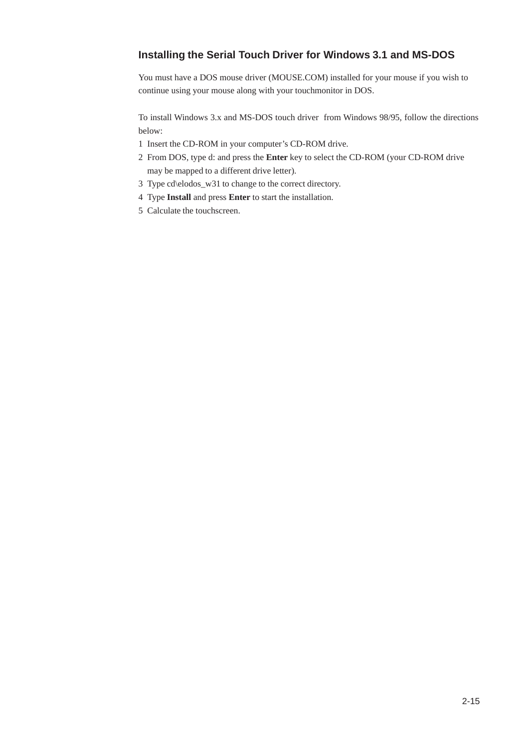## Installing the Serial Touch Driver for Windows 3.1 and MS-DOS

You must have a DOS mouse driver (MOUSE.COM) installed for your mouse if you wish to continue using your mouse along with your touchmonitor in DOS.

To install Windows 3.x and MS-DOS touch driver from Windows 98/95, follow the directions below:

1. Insert the CD-ROM in your computer's CD-ROM drive.
2. From DOS, type d: and press the **Enter** key to select the CD-ROM (your CD-ROM drive may be mapped to a different drive letter).
3. Type cd\elodos_w31 to change to the correct directory.
4. Type **Install** and press **Enter** to start the installation.
5. Calculate the touchscreen.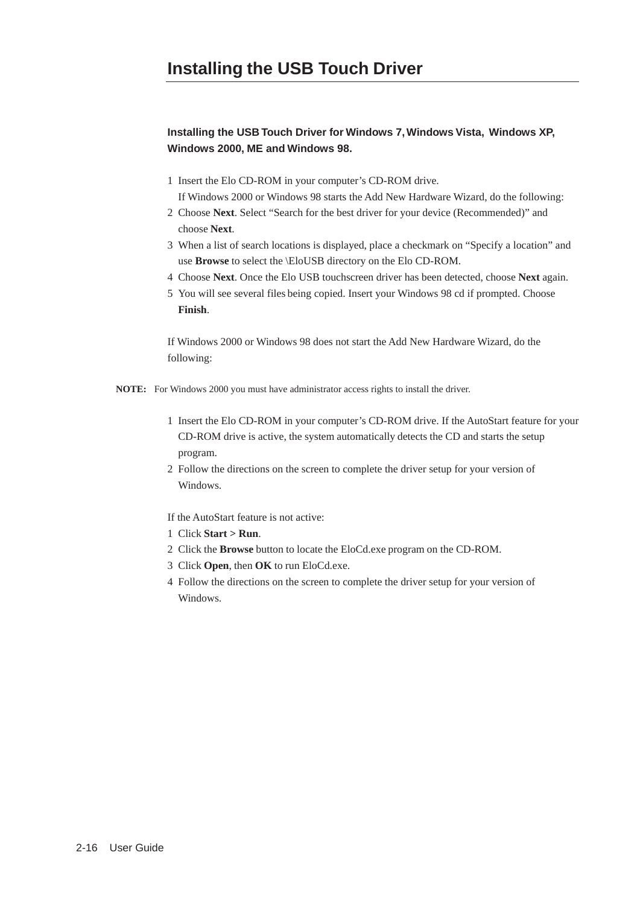## Installing the USB Touch Driver

### Installing the USB Touch Driver for Windows 7, Windows Vista, Windows XP, Windows 2000, ME and Windows 98.

1 Insert the Elo CD-ROM in your computer's CD-ROM drive.
If Windows 2000 or Windows 98 starts the Add New Hardware Wizard, do the following:
2 Choose **Next**. Select "Search for the best driver for your device (Recommended)" and choose **Next**.
3 When a list of search locations is displayed, place a checkmark on "Specify a location" and use **Browse** to select the \EloUSB directory on the Elo CD-ROM.
4 Choose **Next**. Once the Elo USB touchscreen driver has been detected, choose **Next** again.
5 You will see several files being copied. Insert your Windows 98 cd if prompted. Choose **Finish**.

If Windows 2000 or Windows 98 does not start the Add New Hardware Wizard, do the following:

**NOTE:** For Windows 2000 you must have administrator access rights to install the driver.

1 Insert the Elo CD-ROM in your computer's CD-ROM drive. If the AutoStart feature for your CD-ROM drive is active, the system automatically detects the CD and starts the setup program.
2 Follow the directions on the screen to complete the driver setup for your version of Windows.

If the AutoStart feature is not active:
1 Click **Start > Run**.
2 Click the **Browse** button to locate the EloCd.exe program on the CD-ROM.
3 Click **Open**, then **OK** to run EloCd.exe.
4 Follow the directions on the screen to complete the driver setup for your version of Windows.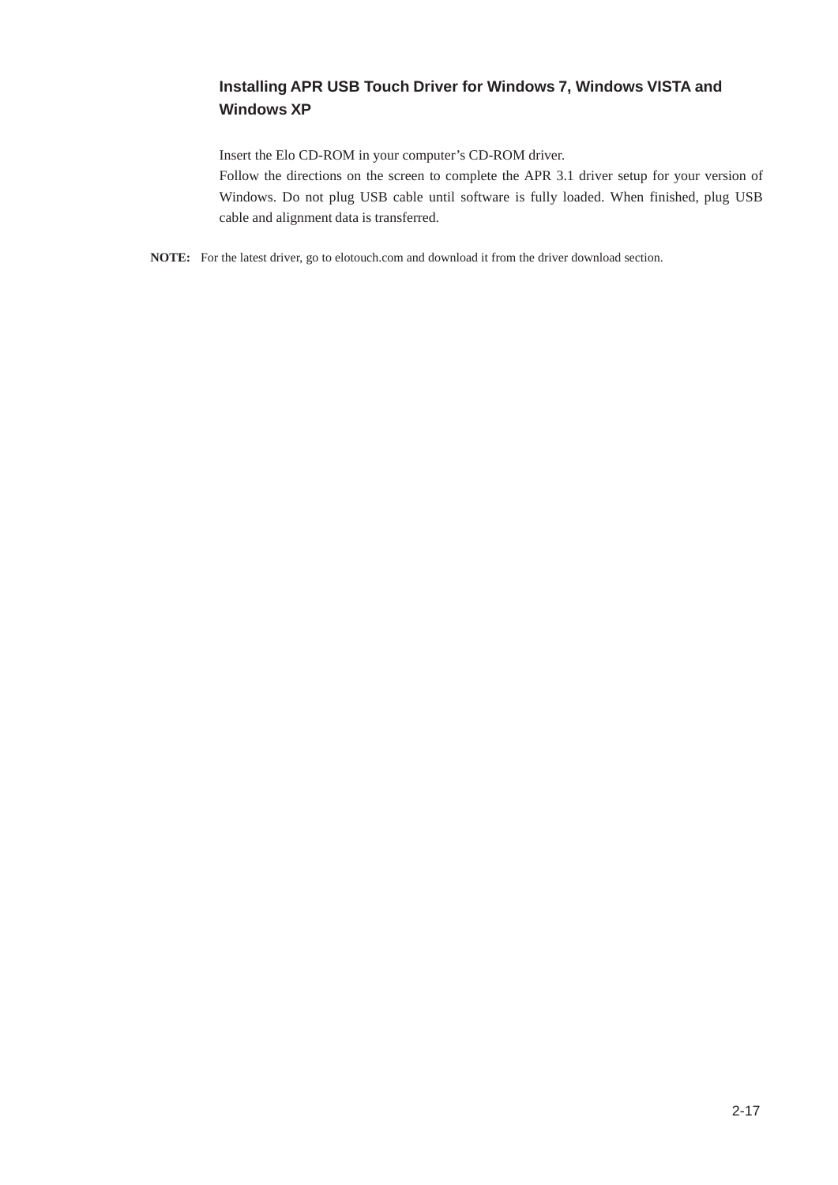### Installing APR USB Touch Driver for Windows 7, Windows VISTA and Windows XP

Insert the Elo CD-ROM in your computer’s CD-ROM driver.
Follow the directions on the screen to complete the APR 3.1 driver setup for your version of Windows. Do not plug USB cable until software is fully loaded. When finished, plug USB cable and alignment data is transferred.

**NOTE:** For the latest driver, go to elotouch.com and download it from the driver download section.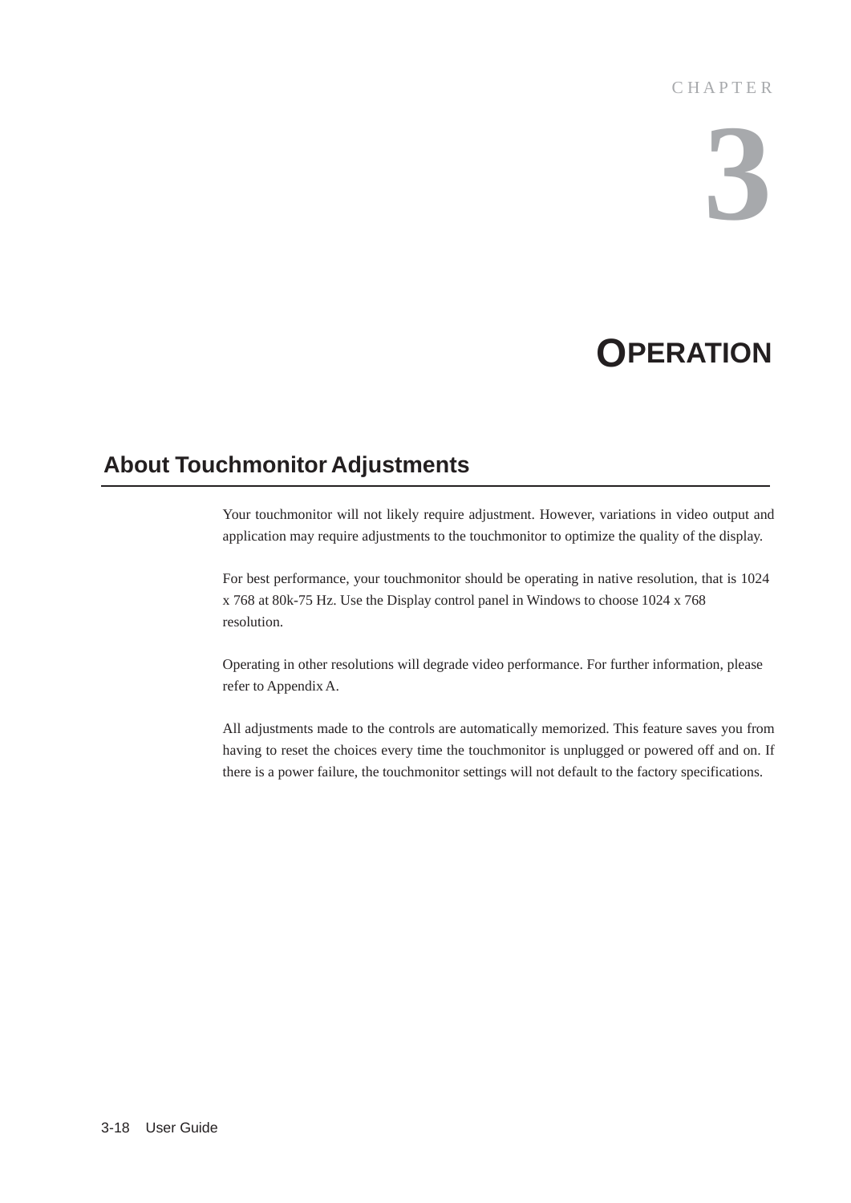CHAPTER

# 3

# OPERATION

## About Touchmonitor Adjustments

Your touchmonitor will not likely require adjustment. However, variations in video output and application may require adjustments to the touchmonitor to optimize the quality of the display.

For best performance, your touchmonitor should be operating in native resolution, that is 1024 x 768 at 80k-75 Hz. Use the Display control panel in Windows to choose 1024 x 768 resolution.

Operating in other resolutions will degrade video performance. For further information, please refer to Appendix A.

All adjustments made to the controls are automatically memorized. This feature saves you from having to reset the choices every time the touchmonitor is unplugged or powered off and on. If there is a power failure, the touchmonitor settings will not default to the factory specifications.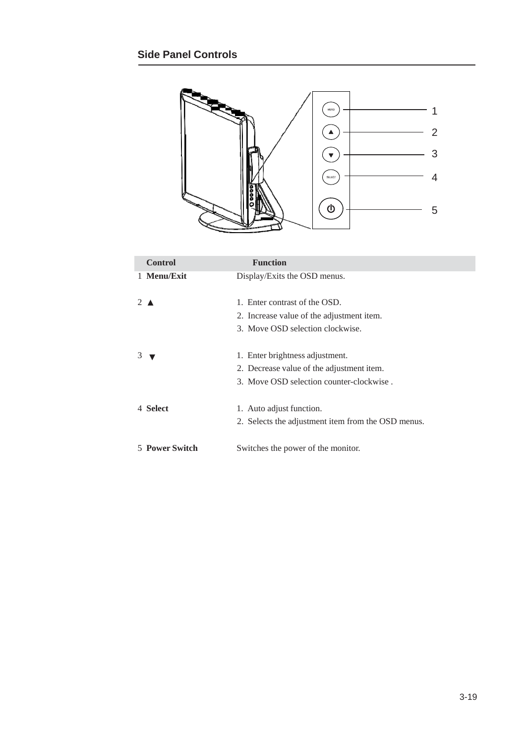## Side Panel Controls

| Control | Function |
|---|---|
| 1 **Menu/Exit** | Display/Exits the OSD menus. |
| 2 ▲ | 1. Enter contrast of the OSD.<br>2. Increase value of the adjustment item.<br>3. Move OSD selection clockwise. |
| 3 ▼ | 1. Enter brightness adjustment.<br>2. Decrease value of the adjustment item.<br>3. Move OSD selection counter-clockwise . |
| 4 **Select** | 1. Auto adjust function.<br>2. Selects the adjustment item from the OSD menus. |
| 5 **Power Switch** | Switches the power of the monitor. |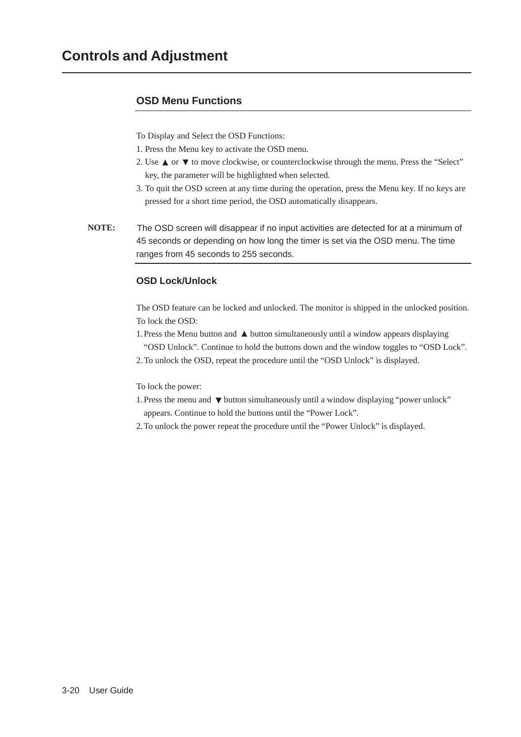# Controls and Adjustment

## OSD Menu Functions

To Display and Select the OSD Functions:

1. Press the Menu key to activate the OSD menu.
2. Use ▲ or ▼ to move clockwise, or counterclockwise through the menu. Press the "Select" key, the parameter will be highlighted when selected.
3. To quit the OSD screen at any time during the operation, press the Menu key. If no keys are pressed for a short time period, the OSD automatically disappears.

**NOTE:** The OSD screen will disappear if no input activities are detected for at a minimum of 45 seconds or depending on how long the timer is set via the OSD menu. The time ranges from 45 seconds to 255 seconds.

### OSD Lock/Unlock

The OSD feature can be locked and unlocked. The monitor is shipped in the unlocked position.

To lock the OSD:

1. Press the Menu button and ▲ button simultaneously until a window appears displaying "OSD Unlock". Continue to hold the buttons down and the window toggles to "OSD Lock".
2. To unlock the OSD, repeat the procedure until the "OSD Unlock" is displayed.

To lock the power:

1. Press the menu and ▼ button simultaneously until a window displaying "power unlock" appears. Continue to hold the buttons until the "Power Lock".
2. To unlock the power repeat the procedure until the "Power Unlock" is displayed.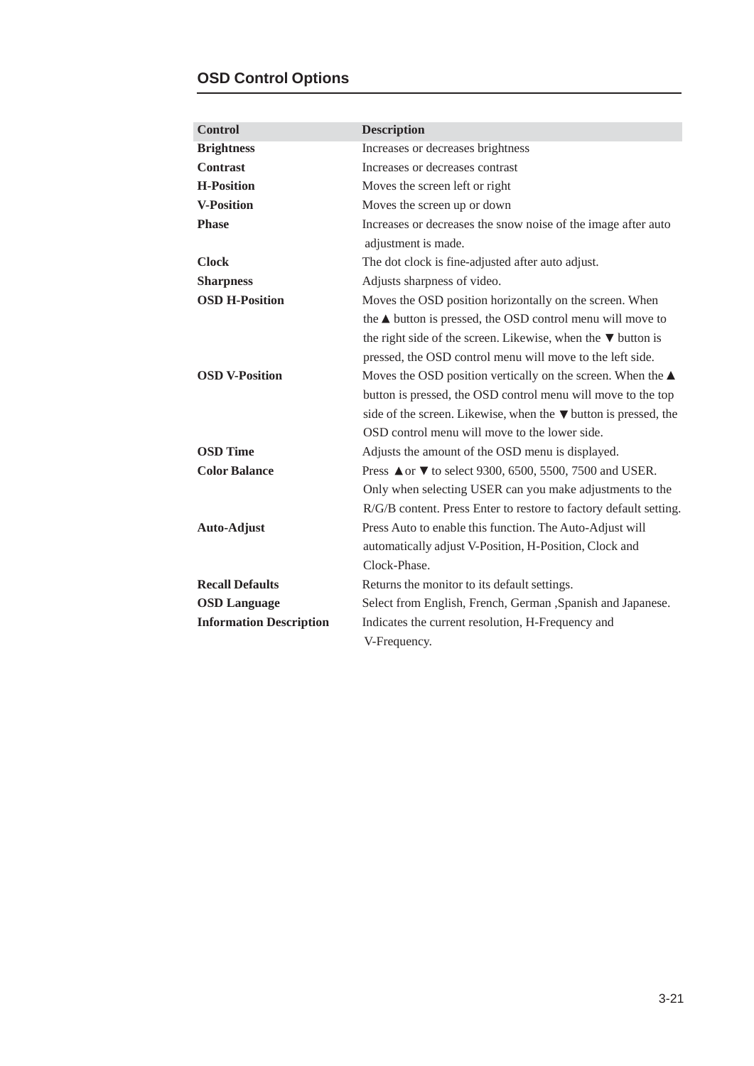## OSD Control Options

| Control | Description |
|---|---|
| **Brightness** | Increases or decreases brightness |
| **Contrast** | Increases or decreases contrast |
| **H-Position** | Moves the screen left or right |
| **V-Position** | Moves the screen up or down |
| **Phase** | Increases or decreases the snow noise of the image after auto adjustment is made. |
| **Clock** | The dot clock is fine-adjusted after auto adjust. |
| **Sharpness** | Adjusts sharpness of video. |
| **OSD H-Position** | Moves the OSD position horizontally on the screen. When the ▲ button is pressed, the OSD control menu will move to the right side of the screen. Likewise, when the ▼ button is pressed, the OSD control menu will move to the left side. |
| **OSD V-Position** | Moves the OSD position vertically on the screen. When the ▲ button is pressed, the OSD control menu will move to the top side of the screen. Likewise, when the ▼ button is pressed, the OSD control menu will move to the lower side. |
| **OSD Time** | Adjusts the amount of the OSD menu is displayed. |
| **Color Balance** | Press ▲or ▼ to select 9300, 6500, 5500, 7500 and USER. Only when selecting USER can you make adjustments to the R/G/B content. Press Enter to restore to factory default setting. |
| **Auto-Adjust** | Press Auto to enable this function. The Auto-Adjust will automatically adjust V-Position, H-Position, Clock and Clock-Phase. |
| **Recall Defaults** | Returns the monitor to its default settings. |
| **OSD Language** | Select from English, French, German ,Spanish and Japanese. |
| **Information Description** | Indicates the current resolution, H-Frequency and V-Frequency. |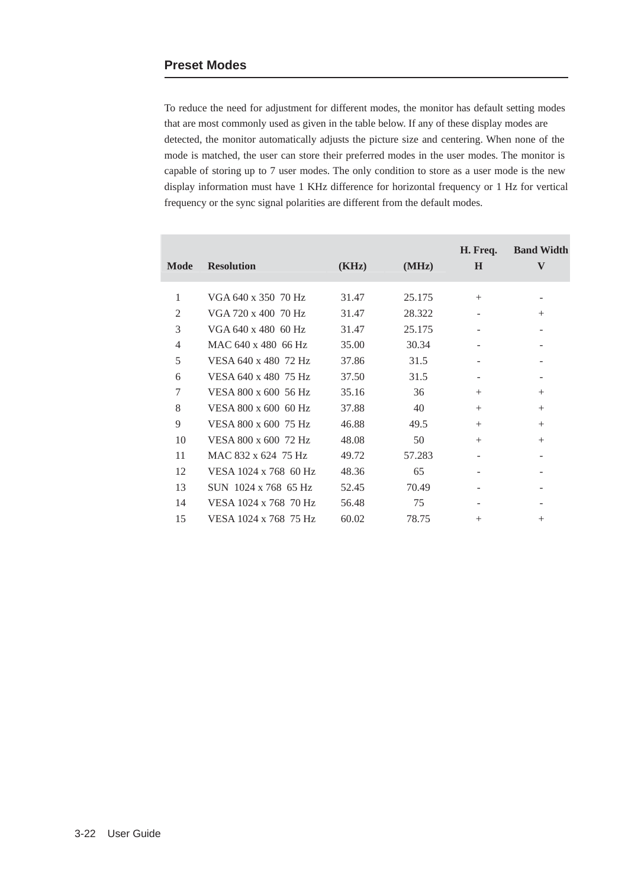## Preset Modes

To reduce the need for adjustment for different modes, the monitor has default setting modes that are most commonly used as given in the table below. If any of these display modes are detected, the monitor automatically adjusts the picture size and centering. When none of the mode is matched, the user can store their preferred modes in the user modes. The monitor is capable of storing up to 7 user modes. The only condition to store as a user mode is the new display information must have 1 KHz difference for horizontal frequency or 1 Hz for vertical frequency or the sync signal polarities are different from the default modes.

| Mode | Resolution | (KHz) | (MHz) | H. Freq. H | Band Width V |
|---|---|---|---|---|---|
| 1 | VGA 640 x 350  70 Hz | 31.47 | 25.175 | + | - |
| 2 | VGA 720 x 400  70 Hz | 31.47 | 28.322 | - | + |
| 3 | VGA 640 x 480  60 Hz | 31.47 | 25.175 | - | - |
| 4 | MAC 640 x 480  66 Hz | 35.00 | 30.34 | - | - |
| 5 | VESA 640 x 480  72 Hz | 37.86 | 31.5 | - | - |
| 6 | VESA 640 x 480  75 Hz | 37.50 | 31.5 | - | - |
| 7 | VESA 800 x 600  56 Hz | 35.16 | 36 | + | + |
| 8 | VESA 800 x 600  60 Hz | 37.88 | 40 | + | + |
| 9 | VESA 800 x 600  75 Hz | 46.88 | 49.5 | + | + |
| 10 | VESA 800 x 600  72 Hz | 48.08 | 50 | + | + |
| 11 | MAC 832 x 624  75 Hz | 49.72 | 57.283 | - | - |
| 12 | VESA 1024 x 768  60 Hz | 48.36 | 65 | - | - |
| 13 | SUN  1024 x 768  65 Hz | 52.45 | 70.49 | - | - |
| 14 | VESA 1024 x 768  70 Hz | 56.48 | 75 | - | - |
| 15 | VESA 1024 x 768  75 Hz | 60.02 | 78.75 | + | + |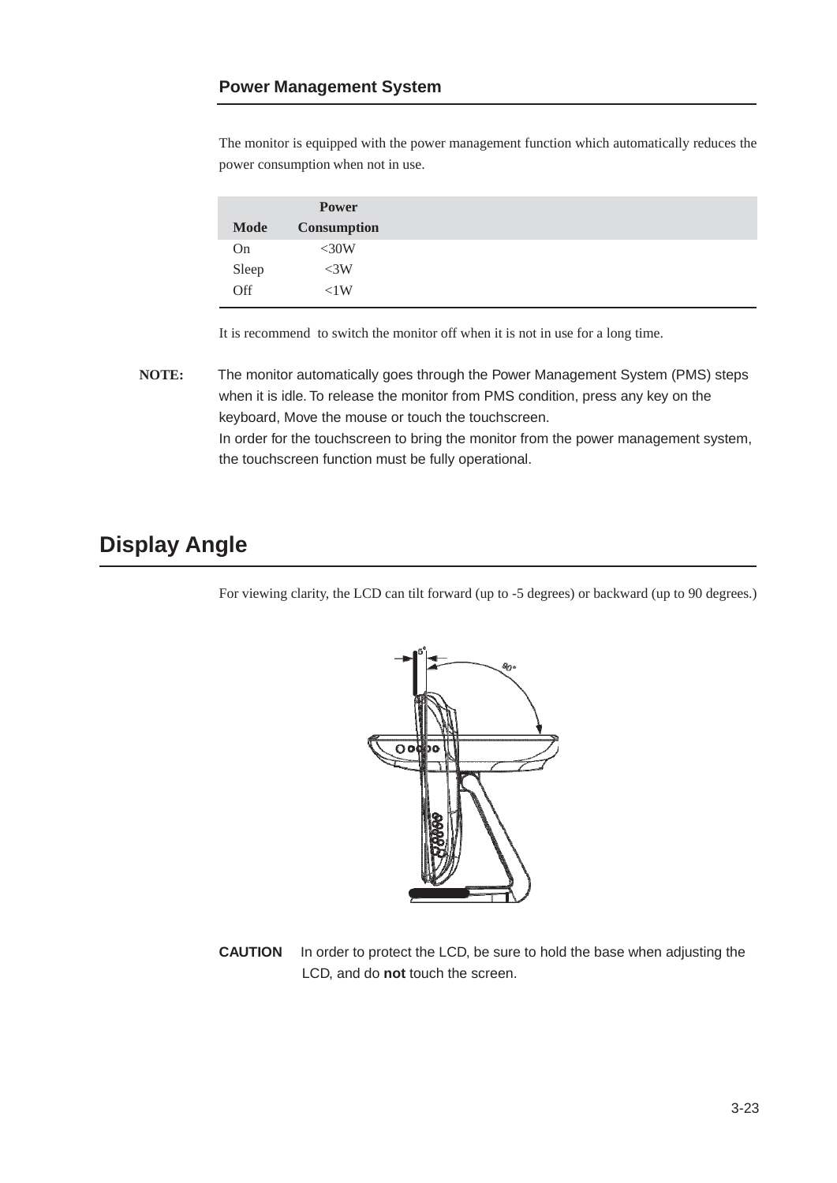## Power Management System

The monitor is equipped with the power management function which automatically reduces the power consumption when not in use.

| Mode | Power Consumption |
|---|---|
| On | <30W |
| Sleep | <3W |
| Off | <1W |

It is recommend  to switch the monitor off when it is not in use for a long time.

**NOTE:** The monitor automatically goes through the Power Management System (PMS) steps when it is idle. To release the monitor from PMS condition, press any key on the keyboard, Move the mouse or touch the touchscreen.
In order for the touchscreen to bring the monitor from the power management system, the touchscreen function must be fully operational.

# Display Angle

For viewing clarity, the LCD can tilt forward (up to -5 degrees) or backward (up to 90 degrees.)

**CAUTION** In order to protect the LCD, be sure to hold the base when adjusting the LCD, and do **not** touch the screen.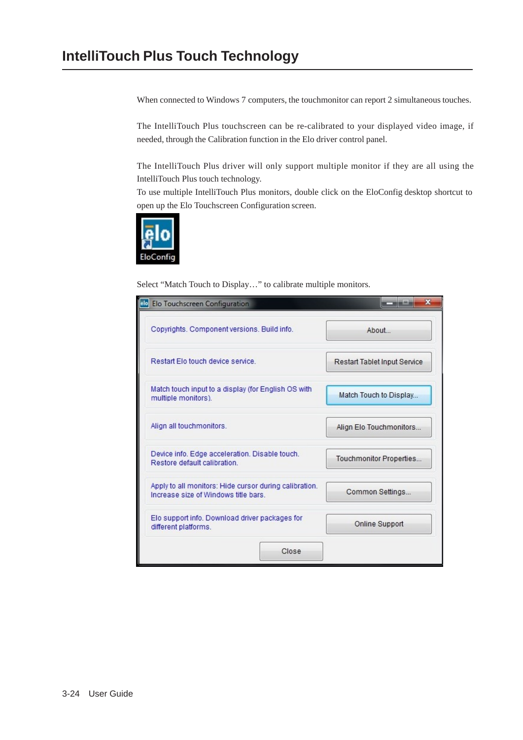## IntelliTouch Plus Touch Technology

When connected to Windows 7 computers, the touchmonitor can report 2 simultaneous touches.

The IntelliTouch Plus touchscreen can be re-calibrated to your displayed video image, if needed, through the Calibration function in the Elo driver control panel.

The IntelliTouch Plus driver will only support multiple monitor if they are all using the IntelliTouch Plus touch technology.
To use multiple IntelliTouch Plus monitors, double click on the EloConfig desktop shortcut to open up the Elo Touchscreen Configuration screen.

Select "Match Touch to Display…" to calibrate multiple monitors.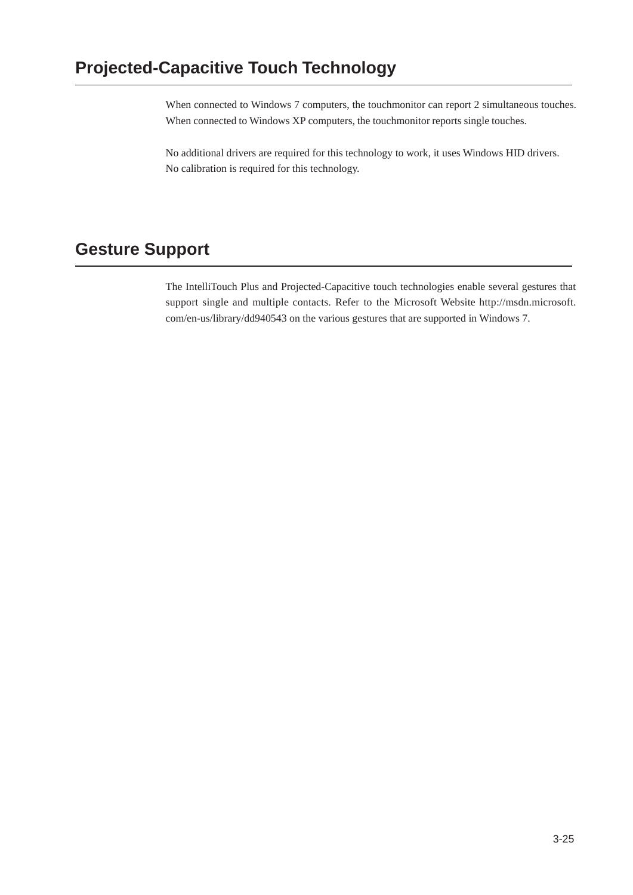## Projected-Capacitive Touch Technology

When connected to Windows 7 computers, the touchmonitor can report 2 simultaneous touches. When connected to Windows XP computers, the touchmonitor reports single touches.

No additional drivers are required for this technology to work, it uses Windows HID drivers. No calibration is required for this technology.

## Gesture Support

The IntelliTouch Plus and Projected-Capacitive touch technologies enable several gestures that support single and multiple contacts. Refer to the Microsoft Website http://msdn.microsoft.com/en-us/library/dd940543 on the various gestures that are supported in Windows 7.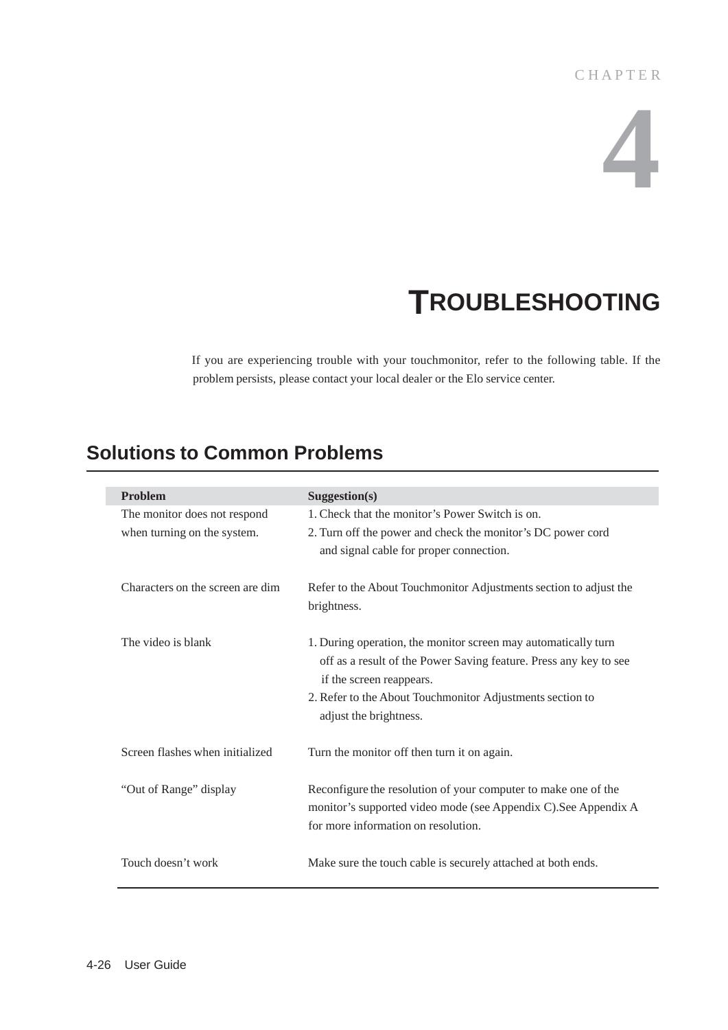CHAPTER

# 4

# TROUBLESHOOTING

If you are experiencing trouble with your touchmonitor, refer to the following table. If the problem persists, please contact your local dealer or the Elo service center.

## Solutions to Common Problems

| Problem | Suggestion(s) |
|---|---|
| The monitor does not respond when turning on the system. | 1. Check that the monitor's Power Switch is on.<br>2. Turn off the power and check the monitor's DC power cord and signal cable for proper connection. |
| Characters on the screen are dim | Refer to the About Touchmonitor Adjustments section to adjust the brightness. |
| The video is blank | 1. During operation, the monitor screen may automatically turn off as a result of the Power Saving feature. Press any key to see if the screen reappears.<br>2. Refer to the About Touchmonitor Adjustments section to adjust the brightness. |
| Screen flashes when initialized | Turn the monitor off then turn it on again. |
| "Out of Range" display | Reconfigure the resolution of your computer to make one of the monitor's supported video mode (see Appendix C).See Appendix A for more information on resolution. |
| Touch doesn't work | Make sure the touch cable is securely attached at both ends. |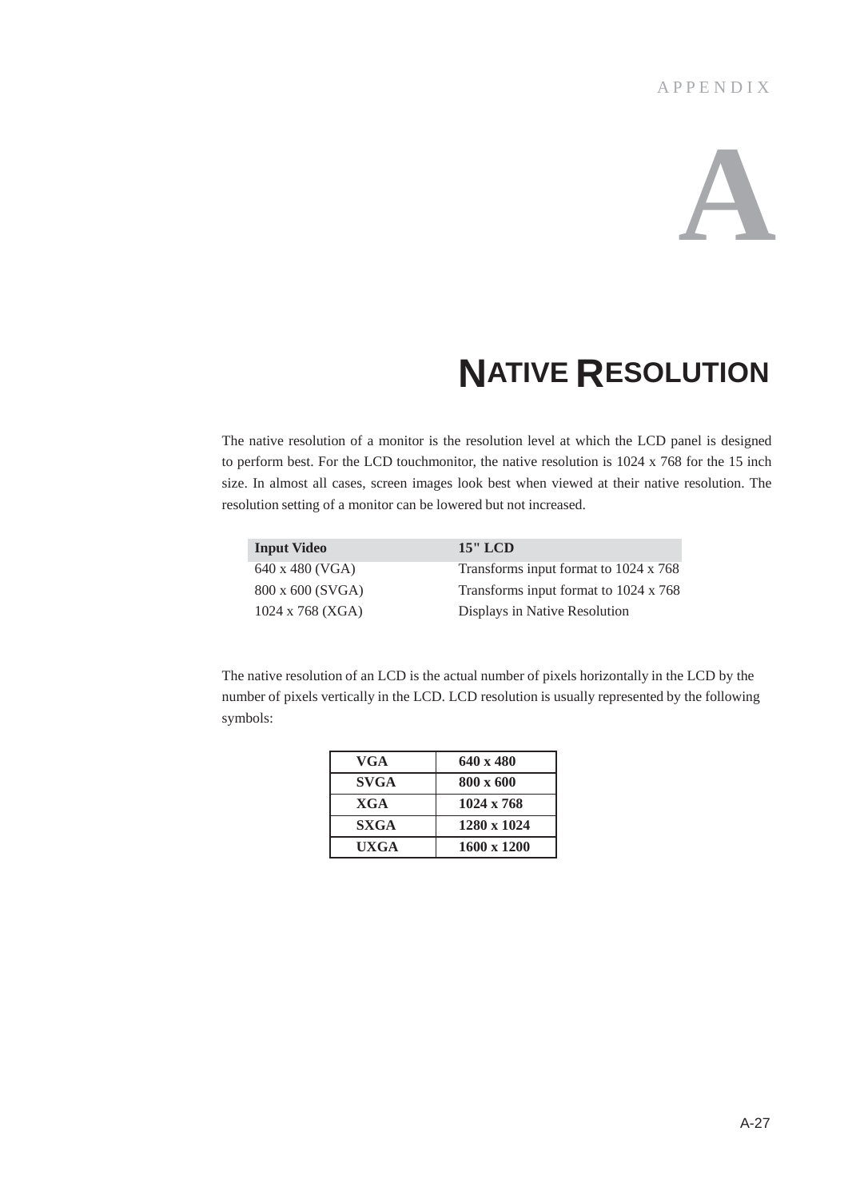APPENDIX

# A

## NATIVE RESOLUTION

The native resolution of a monitor is the resolution level at which the LCD panel is designed to perform best. For the LCD touchmonitor, the native resolution is 1024 x 768 for the 15 inch size. In almost all cases, screen images look best when viewed at their native resolution. The resolution setting of a monitor can be lowered but not increased.

| Input Video | 15" LCD |
|---|---|
| 640 x 480 (VGA) | Transforms input format to 1024 x 768 |
| 800 x 600 (SVGA) | Transforms input format to 1024 x 768 |
| 1024 x 768 (XGA) | Displays in Native Resolution |

The native resolution of an LCD is the actual number of pixels horizontally in the LCD by the number of pixels vertically in the LCD. LCD resolution is usually represented by the following symbols:

| VGA | 640 x 480 |
|---|---|
| SVGA | 800 x 600 |
| XGA | 1024 x 768 |
| SXGA | 1280 x 1024 |
| UXGA | 1600 x 1200 |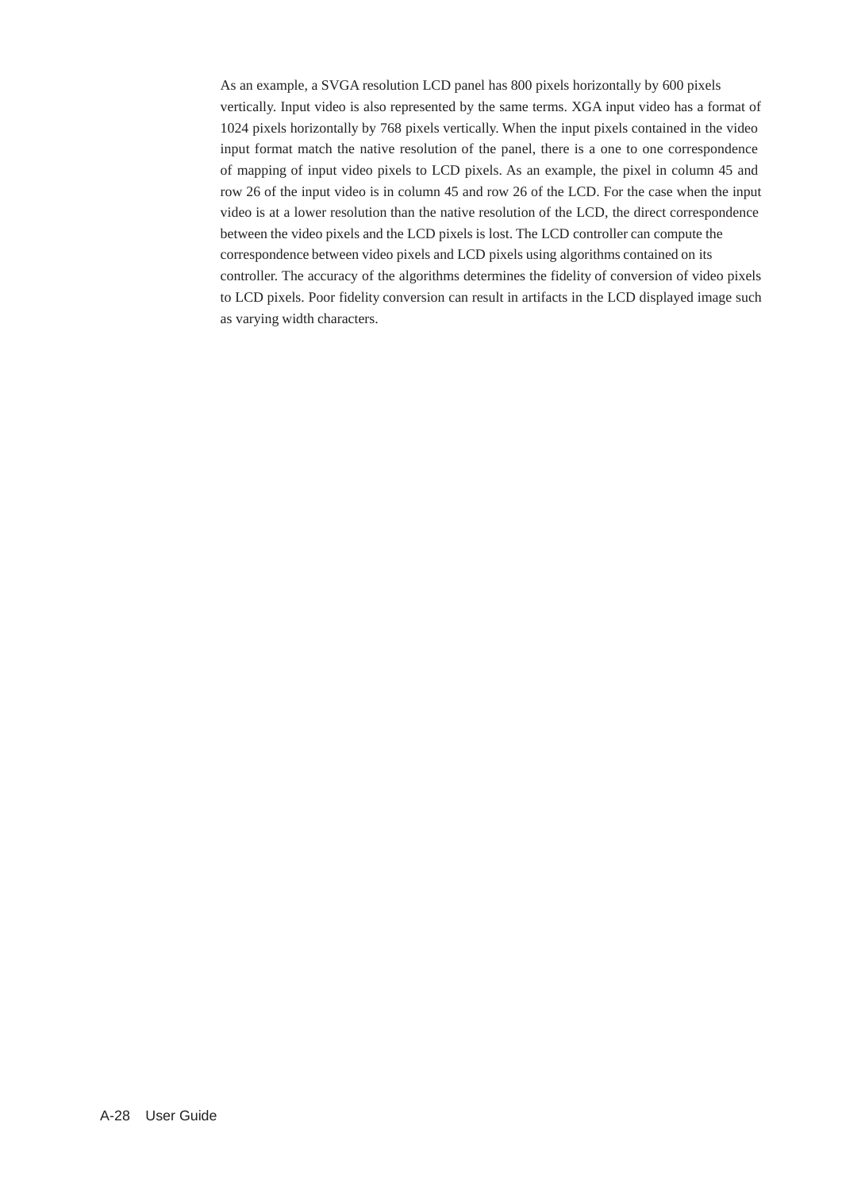As an example, a SVGA resolution LCD panel has 800 pixels horizontally by 600 pixels vertically. Input video is also represented by the same terms. XGA input video has a format of 1024 pixels horizontally by 768 pixels vertically. When the input pixels contained in the video input format match the native resolution of the panel, there is a one to one correspondence of mapping of input video pixels to LCD pixels. As an example, the pixel in column 45 and row 26 of the input video is in column 45 and row 26 of the LCD. For the case when the input video is at a lower resolution than the native resolution of the LCD, the direct correspondence between the video pixels and the LCD pixels is lost. The LCD controller can compute the correspondence between video pixels and LCD pixels using algorithms contained on its controller. The accuracy of the algorithms determines the fidelity of conversion of video pixels to LCD pixels. Poor fidelity conversion can result in artifacts in the LCD displayed image such as varying width characters.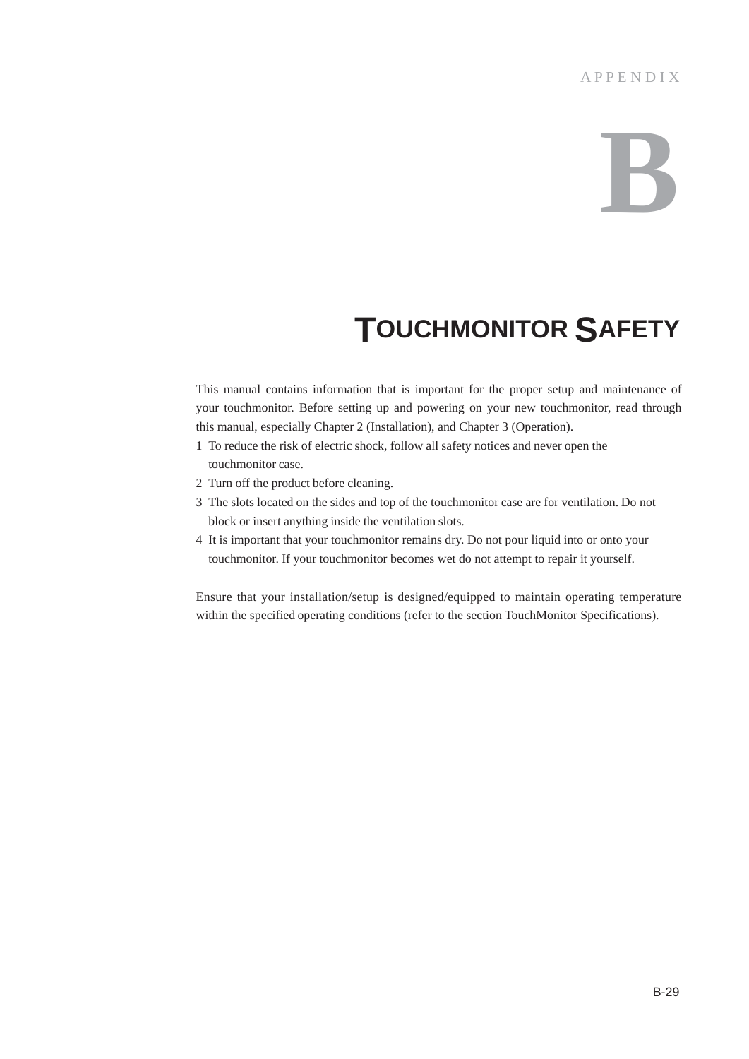APPENDIX

# B

## TOUCHMONITOR SAFETY

This manual contains information that is important for the proper setup and maintenance of your touchmonitor. Before setting up and powering on your new touchmonitor, read through this manual, especially Chapter 2 (Installation), and Chapter 3 (Operation).

1. To reduce the risk of electric shock, follow all safety notices and never open the touchmonitor case.
2. Turn off the product before cleaning.
3. The slots located on the sides and top of the touchmonitor case are for ventilation. Do not block or insert anything inside the ventilation slots.
4. It is important that your touchmonitor remains dry. Do not pour liquid into or onto your touchmonitor. If your touchmonitor becomes wet do not attempt to repair it yourself.

Ensure that your installation/setup is designed/equipped to maintain operating temperature within the specified operating conditions (refer to the section TouchMonitor Specifications).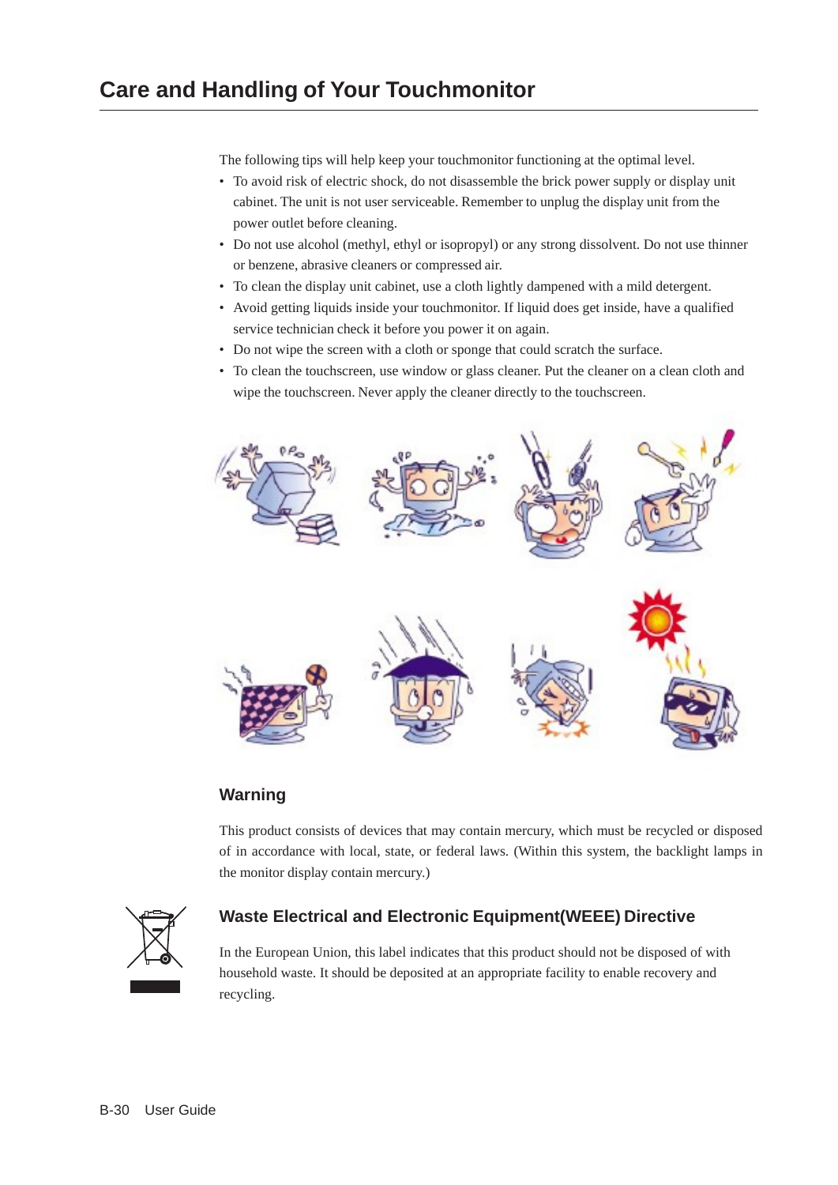# Care and Handling of Your Touchmonitor

The following tips will help keep your touchmonitor functioning at the optimal level.

- To avoid risk of electric shock, do not disassemble the brick power supply or display unit cabinet. The unit is not user serviceable. Remember to unplug the display unit from the power outlet before cleaning.
- Do not use alcohol (methyl, ethyl or isopropyl) or any strong dissolvent. Do not use thinner or benzene, abrasive cleaners or compressed air.
- To clean the display unit cabinet, use a cloth lightly dampened with a mild detergent.
- Avoid getting liquids inside your touchmonitor. If liquid does get inside, have a qualified service technician check it before you power it on again.
- Do not wipe the screen with a cloth or sponge that could scratch the surface.
- To clean the touchscreen, use window or glass cleaner. Put the cleaner on a clean cloth and wipe the touchscreen. Never apply the cleaner directly to the touchscreen.

## Warning

This product consists of devices that may contain mercury, which must be recycled or disposed of in accordance with local, state, or federal laws. (Within this system, the backlight lamps in the monitor display contain mercury.)

## Waste Electrical and Electronic Equipment(WEEE) Directive

In the European Union, this label indicates that this product should not be disposed of with household waste. It should be deposited at an appropriate facility to enable recovery and recycling.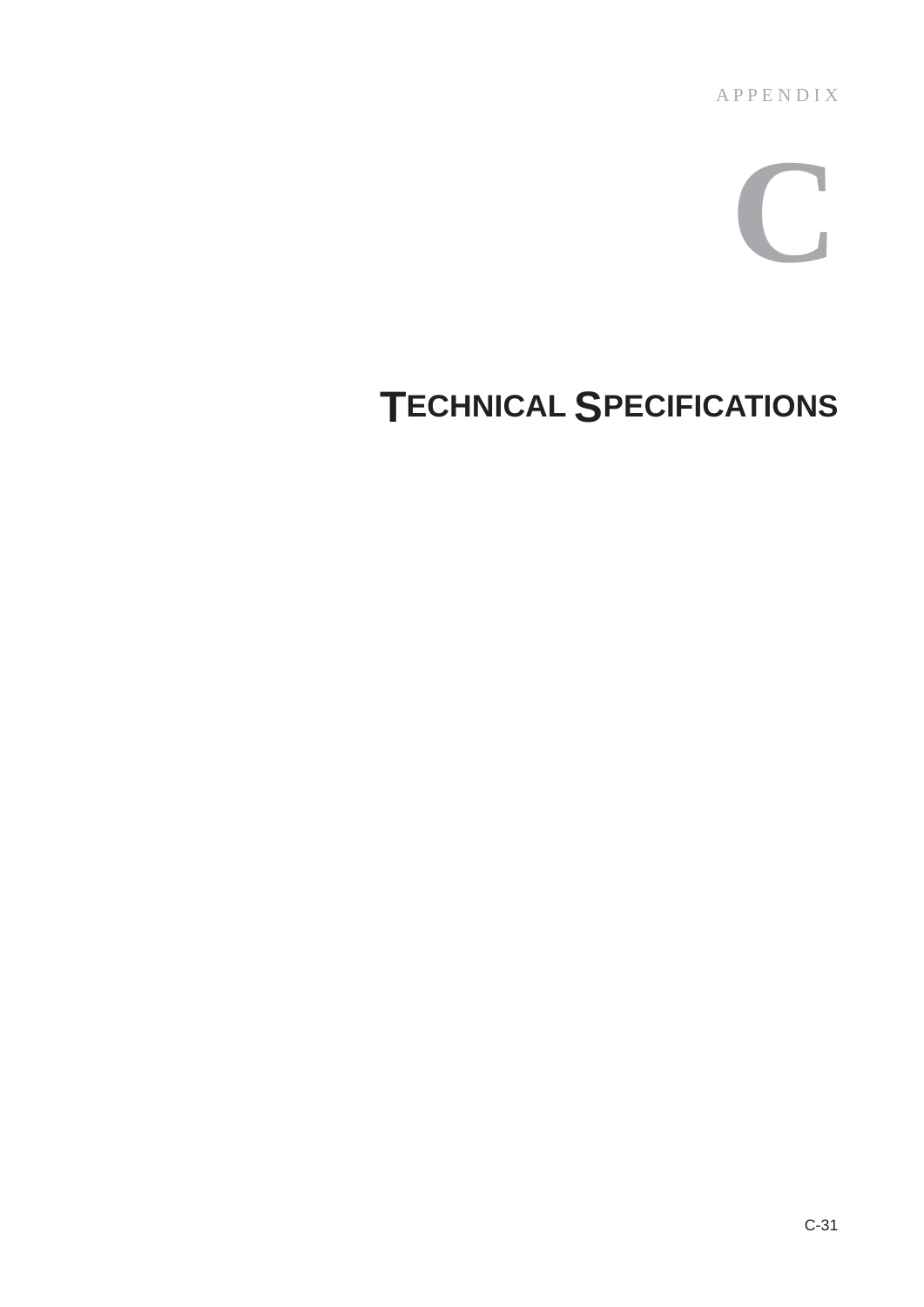APPENDIX

# C

# TECHNICAL SPECIFICATIONS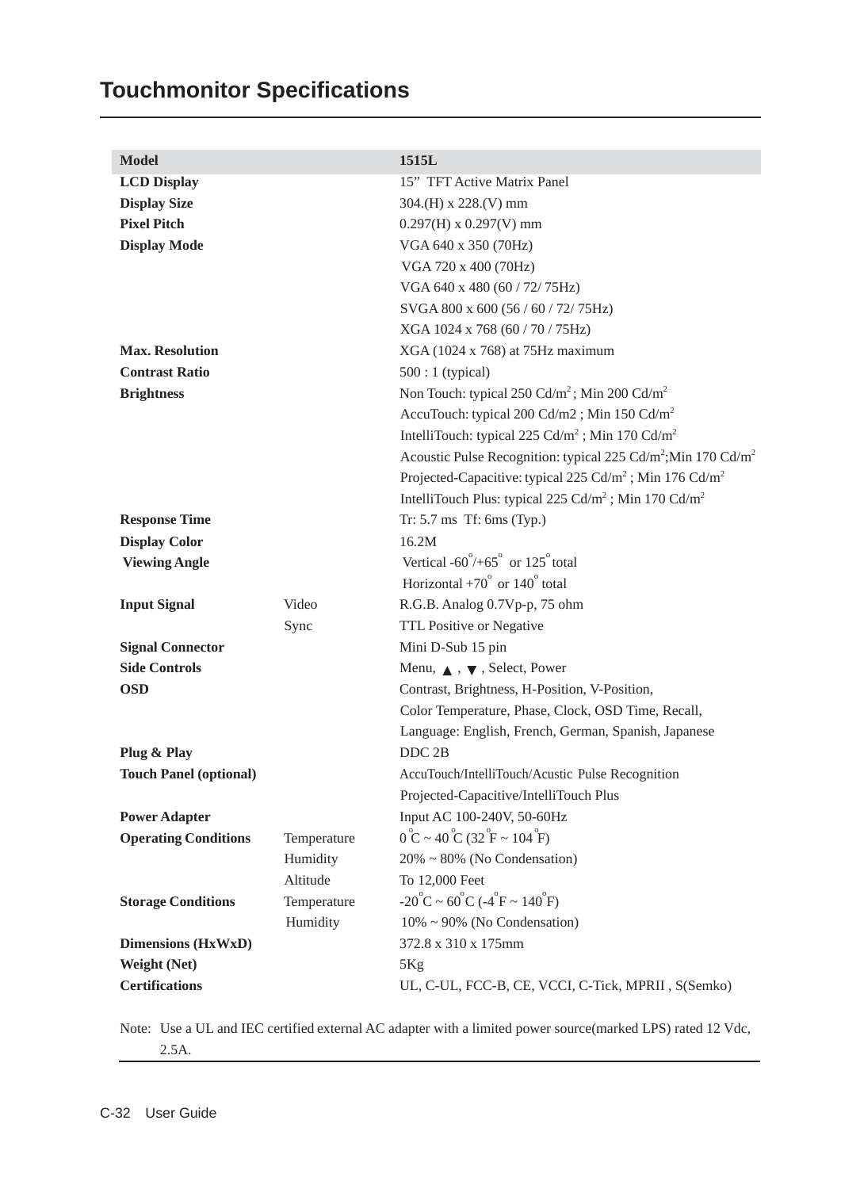# Touchmonitor Specifications

| Model | | 1515L |
|---|---|---|
| **LCD Display** | | 15" TFT Active Matrix Panel |
| **Display Size** | | 304.(H) x 228.(V) mm |
| **Pixel Pitch** | | 0.297(H) x 0.297(V) mm |
| **Display Mode** | | VGA 640 x 350 (70Hz) |
| | | VGA 720 x 400 (70Hz) |
| | | VGA 640 x 480 (60 / 72/ 75Hz) |
| | | SVGA 800 x 600 (56 / 60 / 72/ 75Hz) |
| | | XGA 1024 x 768 (60 / 70 / 75Hz) |
| **Max. Resolution** | | XGA (1024 x 768) at 75Hz maximum |
| **Contrast Ratio** | | 500 : 1 (typical) |
| **Brightness** | | Non Touch: typical 250 Cd/m$^2$; Min 200 Cd/m$^2$ |
| | | AccuTouch: typical 200 Cd/m2 ; Min 150 Cd/m$^2$ |
| | | IntelliTouch: typical 225 Cd/m$^2$ ; Min 170 Cd/m$^2$ |
| | | Acoustic Pulse Recognition: typical 225 Cd/m$^2$;Min 170 Cd/m$^2$ |
| | | Projected-Capacitive: typical 225 Cd/m$^2$ ; Min 176 Cd/m$^2$ |
| | | IntelliTouch Plus: typical 225 Cd/m$^2$ ; Min 170 Cd/m$^2$ |
| **Response Time** | | Tr: 5.7 ms Tf: 6ms (Typ.) |
| **Display Color** | | 16.2M |
| **Viewing Angle** | | Vertical -60°/+65° or 125° total |
| | | Horizontal +70° or 140° total |
| **Input Signal** | Video | R.G.B. Analog 0.7Vp-p, 75 ohm |
| | Sync | TTL Positive or Negative |
| **Signal Connector** | | Mini D-Sub 15 pin |
| **Side Controls** | | Menu, ▲, ▼, Select, Power |
| **OSD** | | Contrast, Brightness, H-Position, V-Position, |
| | | Color Temperature, Phase, Clock, OSD Time, Recall, |
| | | Language: English, French, German, Spanish, Japanese |
| **Plug & Play** | | DDC 2B |
| **Touch Panel (optional)** | | AccuTouch/IntelliTouch/Acustic Pulse Recognition |
| | | Projected-Capacitive/IntelliTouch Plus |
| **Power Adapter** | | Input AC 100-240V, 50-60Hz |
| **Operating Conditions** | Temperature | 0°C ~ 40°C (32°F ~ 104°F) |
| | Humidity | 20% ~ 80% (No Condensation) |
| | Altitude | To 12,000 Feet |
| **Storage Conditions** | Temperature | -20°C ~ 60°C (-4°F ~ 140°F) |
| | Humidity | 10% ~ 90% (No Condensation) |
| **Dimensions (HxWxD)** | | 372.8 x 310 x 175mm |
| **Weight (Net)** | | 5Kg |
| **Certifications** | | UL, C-UL, FCC-B, CE, VCCI, C-Tick, MPRII , S(Semko) |

Note: Use a UL and IEC certified external AC adapter with a limited power source(marked LPS) rated 12 Vdc, 2.5A.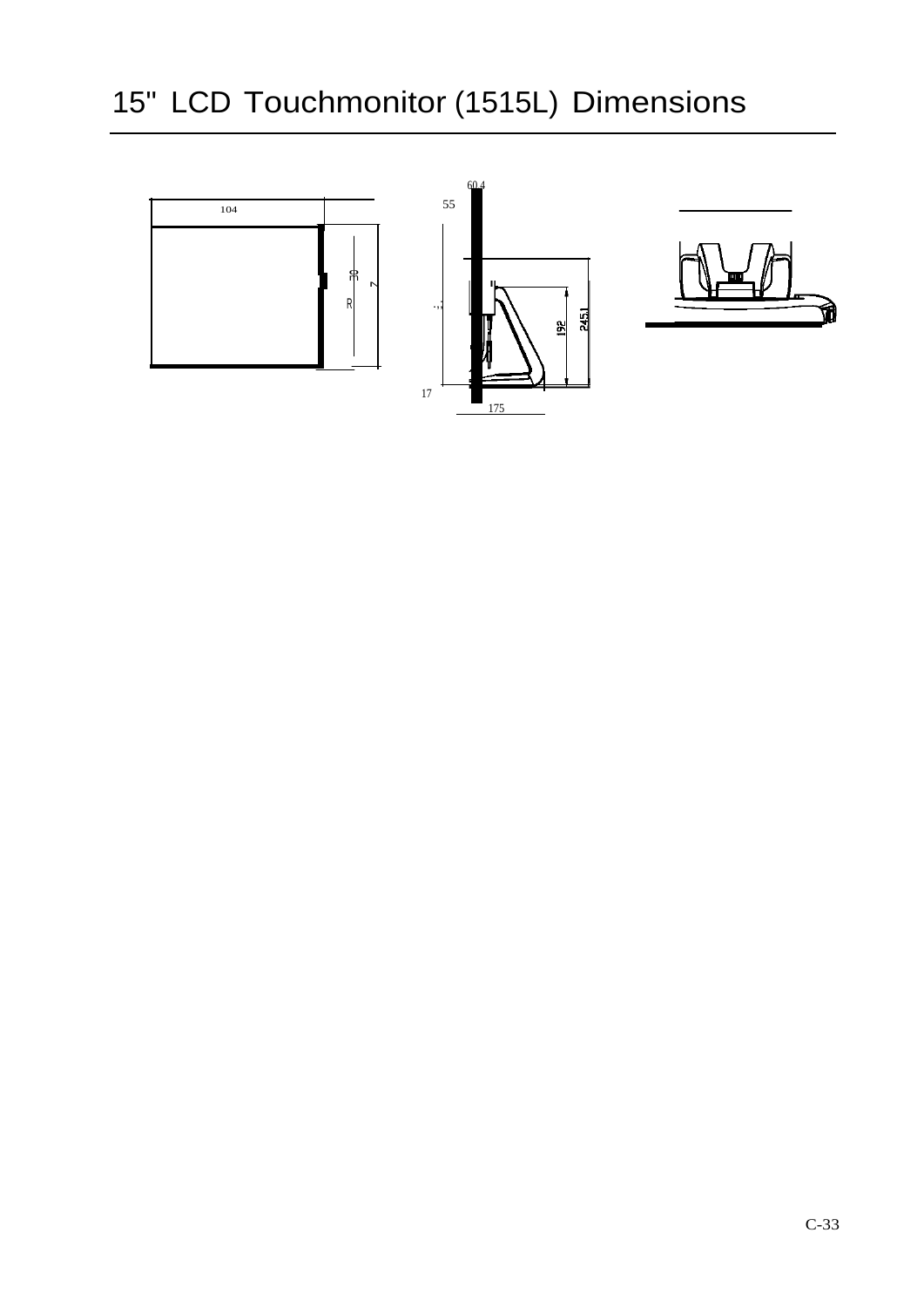# 15" LCD Touchmonitor (1515L) Dimensions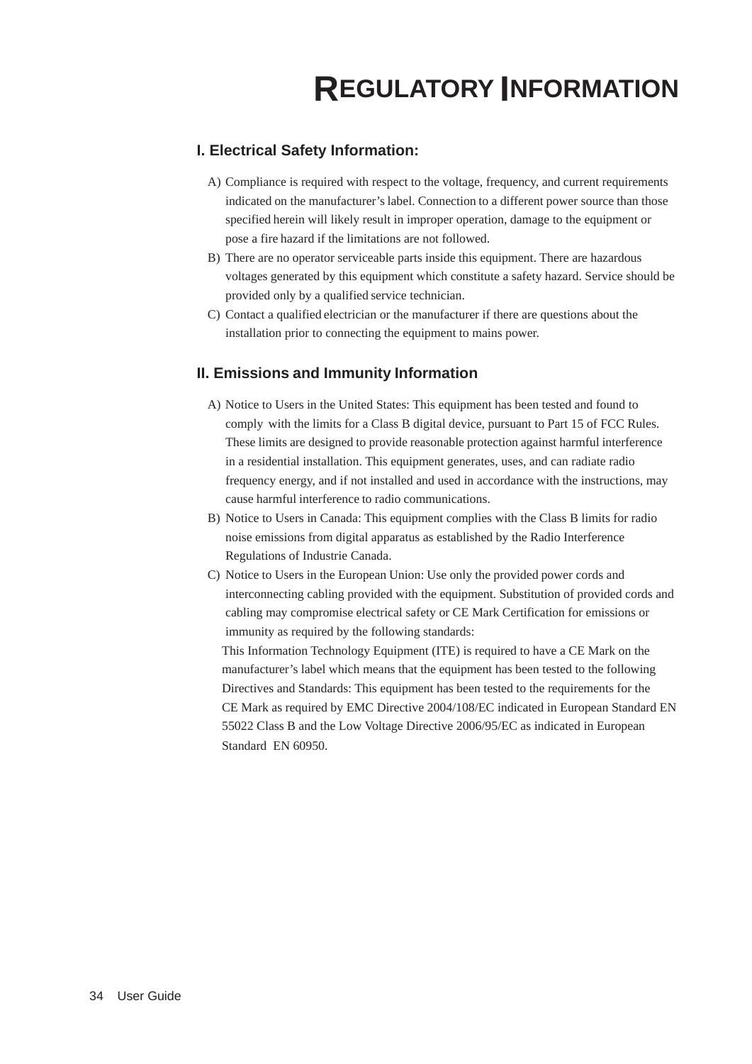# REGULATORY INFORMATION

## I. Electrical Safety Information:

A) Compliance is required with respect to the voltage, frequency, and current requirements indicated on the manufacturer's label. Connection to a different power source than those specified herein will likely result in improper operation, damage to the equipment or pose a fire hazard if the limitations are not followed.

B) There are no operator serviceable parts inside this equipment. There are hazardous voltages generated by this equipment which constitute a safety hazard. Service should be provided only by a qualified service technician.

C) Contact a qualified electrician or the manufacturer if there are questions about the installation prior to connecting the equipment to mains power.

## II. Emissions and Immunity Information

A) Notice to Users in the United States: This equipment has been tested and found to comply with the limits for a Class B digital device, pursuant to Part 15 of FCC Rules. These limits are designed to provide reasonable protection against harmful interference in a residential installation. This equipment generates, uses, and can radiate radio frequency energy, and if not installed and used in accordance with the instructions, may cause harmful interference to radio communications.

B) Notice to Users in Canada: This equipment complies with the Class B limits for radio noise emissions from digital apparatus as established by the Radio Interference Regulations of Industrie Canada.

C) Notice to Users in the European Union: Use only the provided power cords and interconnecting cabling provided with the equipment. Substitution of provided cords and cabling may compromise electrical safety or CE Mark Certification for emissions or immunity as required by the following standards:

This Information Technology Equipment (ITE) is required to have a CE Mark on the manufacturer's label which means that the equipment has been tested to the following Directives and Standards: This equipment has been tested to the requirements for the CE Mark as required by EMC Directive 2004/108/EC indicated in European Standard EN 55022 Class B and the Low Voltage Directive 2006/95/EC as indicated in European Standard EN 60950.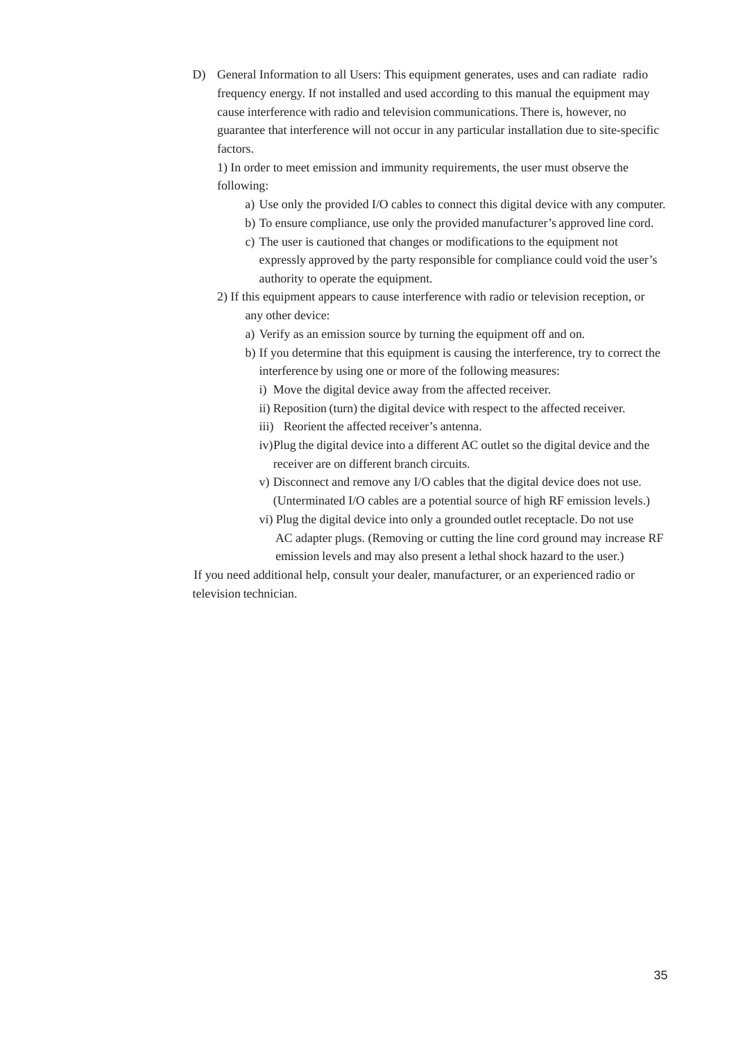D) General Information to all Users: This equipment generates, uses and can radiate radio frequency energy. If not installed and used according to this manual the equipment may cause interference with radio and television communications. There is, however, no guarantee that interference will not occur in any particular installation due to site-specific factors.

   1) In order to meet emission and immunity requirements, the user must observe the following:

      a) Use only the provided I/O cables to connect this digital device with any computer.

      b) To ensure compliance, use only the provided manufacturer's approved line cord.

      c) The user is cautioned that changes or modifications to the equipment not expressly approved by the party responsible for compliance could void the user's authority to operate the equipment.

   2) If this equipment appears to cause interference with radio or television reception, or any other device:

      a) Verify as an emission source by turning the equipment off and on.

      b) If you determine that this equipment is causing the interference, try to correct the interference by using one or more of the following measures:

         i) Move the digital device away from the affected receiver.

         ii) Reposition (turn) the digital device with respect to the affected receiver.

         iii) Reorient the affected receiver's antenna.

         iv) Plug the digital device into a different AC outlet so the digital device and the receiver are on different branch circuits.

         v) Disconnect and remove any I/O cables that the digital device does not use. (Unterminated I/O cables are a potential source of high RF emission levels.)

         vi) Plug the digital device into only a grounded outlet receptacle. Do not use AC adapter plugs. (Removing or cutting the line cord ground may increase RF emission levels and may also present a lethal shock hazard to the user.)

If you need additional help, consult your dealer, manufacturer, or an experienced radio or television technician.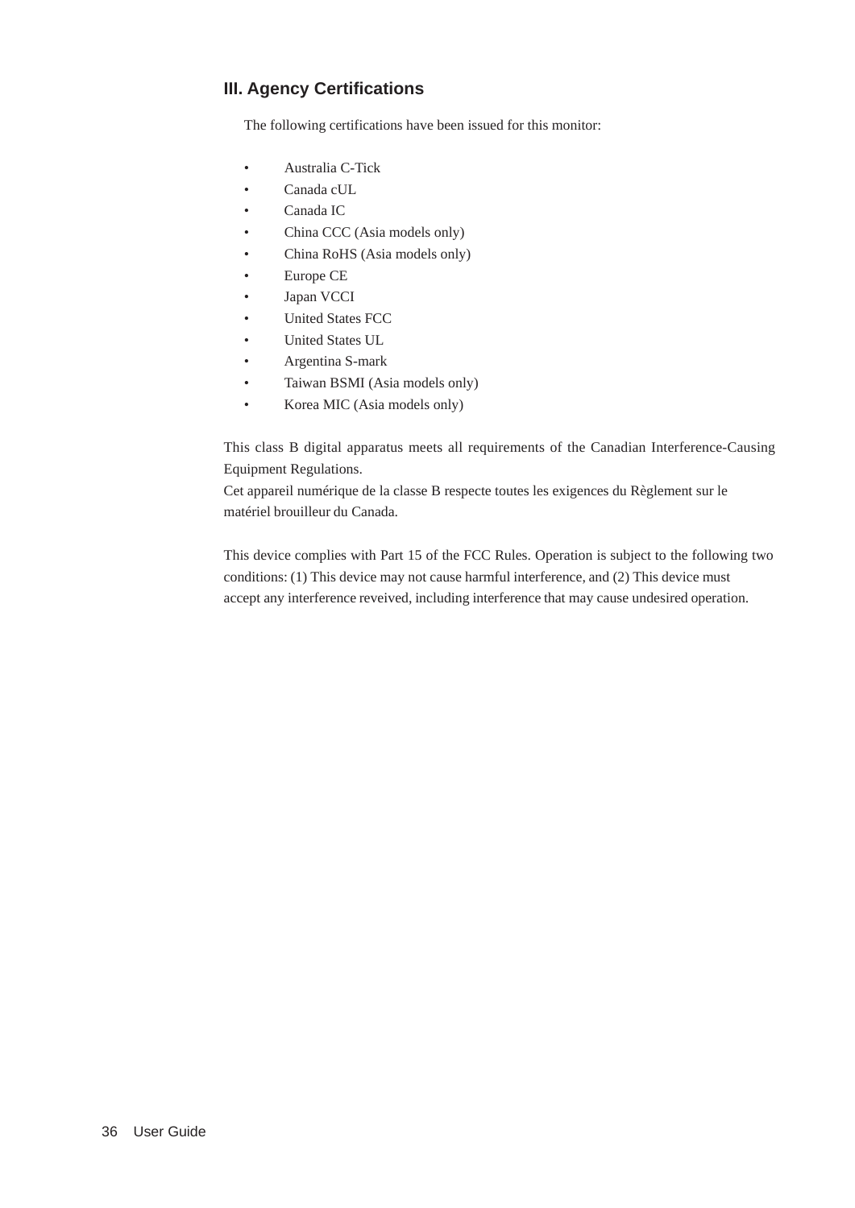## III. Agency Certifications

The following certifications have been issued for this monitor:

- Australia C-Tick
- Canada cUL
- Canada IC
- China CCC (Asia models only)
- China RoHS (Asia models only)
- Europe CE
- Japan VCCI
- United States FCC
- United States UL
- Argentina S-mark
- Taiwan BSMI (Asia models only)
- Korea MIC (Asia models only)

This class B digital apparatus meets all requirements of the Canadian Interference-Causing Equipment Regulations.
Cet appareil numérique de la classe B respecte toutes les exigences du Règlement sur le matériel brouilleur du Canada.

This device complies with Part 15 of the FCC Rules. Operation is subject to the following two conditions: (1) This device may not cause harmful interference, and (2) This device must accept any interference reveived, including interference that may cause undesired operation.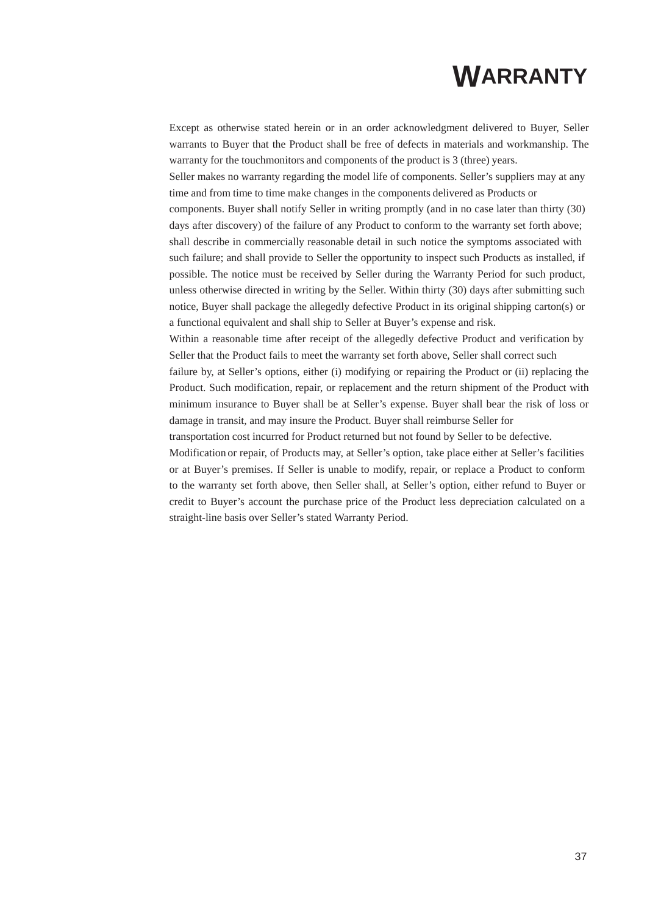# Warranty

Except as otherwise stated herein or in an order acknowledgment delivered to Buyer, Seller warrants to Buyer that the Product shall be free of defects in materials and workmanship. The warranty for the touchmonitors and components of the product is 3 (three) years.

Seller makes no warranty regarding the model life of components. Seller's suppliers may at any time and from time to time make changes in the components delivered as Products or components. Buyer shall notify Seller in writing promptly (and in no case later than thirty (30) days after discovery) of the failure of any Product to conform to the warranty set forth above; shall describe in commercially reasonable detail in such notice the symptoms associated with such failure; and shall provide to Seller the opportunity to inspect such Products as installed, if possible. The notice must be received by Seller during the Warranty Period for such product, unless otherwise directed in writing by the Seller. Within thirty (30) days after submitting such notice, Buyer shall package the allegedly defective Product in its original shipping carton(s) or a functional equivalent and shall ship to Seller at Buyer's expense and risk.

Within a reasonable time after receipt of the allegedly defective Product and verification by Seller that the Product fails to meet the warranty set forth above, Seller shall correct such failure by, at Seller's options, either (i) modifying or repairing the Product or (ii) replacing the Product. Such modification, repair, or replacement and the return shipment of the Product with minimum insurance to Buyer shall be at Seller's expense. Buyer shall bear the risk of loss or damage in transit, and may insure the Product. Buyer shall reimburse Seller for transportation cost incurred for Product returned but not found by Seller to be defective.

Modification or repair, of Products may, at Seller's option, take place either at Seller's facilities or at Buyer's premises. If Seller is unable to modify, repair, or replace a Product to conform to the warranty set forth above, then Seller shall, at Seller's option, either refund to Buyer or credit to Buyer's account the purchase price of the Product less depreciation calculated on a straight-line basis over Seller's stated Warranty Period.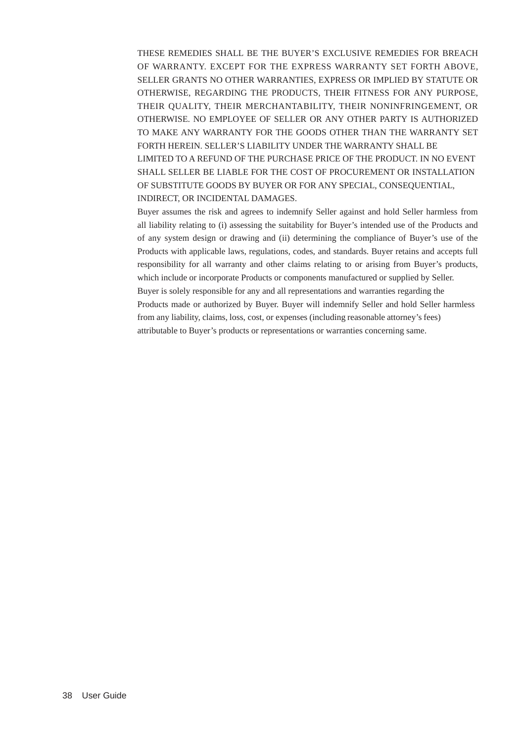THESE REMEDIES SHALL BE THE BUYER'S EXCLUSIVE REMEDIES FOR BREACH OF WARRANTY. EXCEPT FOR THE EXPRESS WARRANTY SET FORTH ABOVE, SELLER GRANTS NO OTHER WARRANTIES, EXPRESS OR IMPLIED BY STATUTE OR OTHERWISE, REGARDING THE PRODUCTS, THEIR FITNESS FOR ANY PURPOSE, THEIR QUALITY, THEIR MERCHANTABILITY, THEIR NONINFRINGEMENT, OR OTHERWISE. NO EMPLOYEE OF SELLER OR ANY OTHER PARTY IS AUTHORIZED TO MAKE ANY WARRANTY FOR THE GOODS OTHER THAN THE WARRANTY SET FORTH HEREIN. SELLER'S LIABILITY UNDER THE WARRANTY SHALL BE LIMITED TO A REFUND OF THE PURCHASE PRICE OF THE PRODUCT. IN NO EVENT SHALL SELLER BE LIABLE FOR THE COST OF PROCUREMENT OR INSTALLATION OF SUBSTITUTE GOODS BY BUYER OR FOR ANY SPECIAL, CONSEQUENTIAL, INDIRECT, OR INCIDENTAL DAMAGES.

Buyer assumes the risk and agrees to indemnify Seller against and hold Seller harmless from all liability relating to (i) assessing the suitability for Buyer's intended use of the Products and of any system design or drawing and (ii) determining the compliance of Buyer's use of the Products with applicable laws, regulations, codes, and standards. Buyer retains and accepts full responsibility for all warranty and other claims relating to or arising from Buyer's products, which include or incorporate Products or components manufactured or supplied by Seller. Buyer is solely responsible for any and all representations and warranties regarding the Products made or authorized by Buyer. Buyer will indemnify Seller and hold Seller harmless from any liability, claims, loss, cost, or expenses (including reasonable attorney's fees) attributable to Buyer's products or representations or warranties concerning same.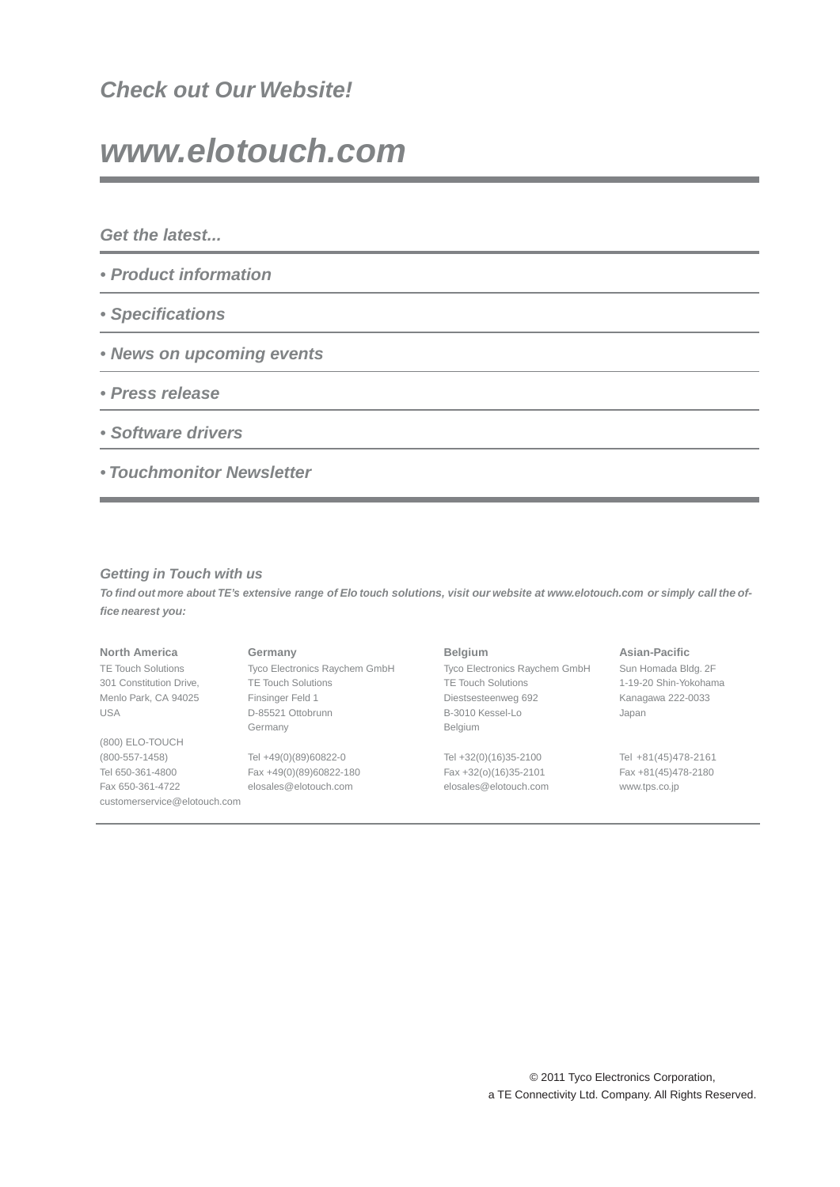## *Check out Our Website!*

# *www.elotouch.com*

***Get the latest...***

- ***Product information***
- ***Specifications***
- ***News on upcoming events***
- ***Press release***
- ***Software drivers***
- ***Touchmonitor Newsletter***

### *Getting in Touch with us*

***To find out more about TE's extensive range of Elo touch solutions, visit our website at www.elotouch.com or simply call the office nearest you:***

**North America**
TE Touch Solutions
301 Constitution Drive,
Menlo Park, CA 94025
USA

(800) ELO-TOUCH
(800-557-1458)
Tel 650-361-4800
Fax 650-361-4722
customerservice@elotouch.com

**Germany**
Tyco Electronics Raychem GmbH
TE Touch Solutions
Finsinger Feld 1
D-85521 Ottobrunn
Germany

Tel +49(0)(89)60822-0
Fax +49(0)(89)60822-180
elosales@elotouch.com

**Belgium**
Tyco Electronics Raychem GmbH
TE Touch Solutions
Diestsesteenweg 692
B-3010 Kessel-Lo
Belgium

Tel +32(0)(16)35-2100
Fax +32(o)(16)35-2101
elosales@elotouch.com

**Asian-Pacific**
Sun Homada Bldg. 2F
1-19-20 Shin-Yokohama
Kanagawa 222-0033
Japan

Tel +81(45)478-2161
Fax +81(45)478-2180
www.tps.co.jp

© 2011 Tyco Electronics Corporation,
a TE Connectivity Ltd. Company. All Rights Reserved.